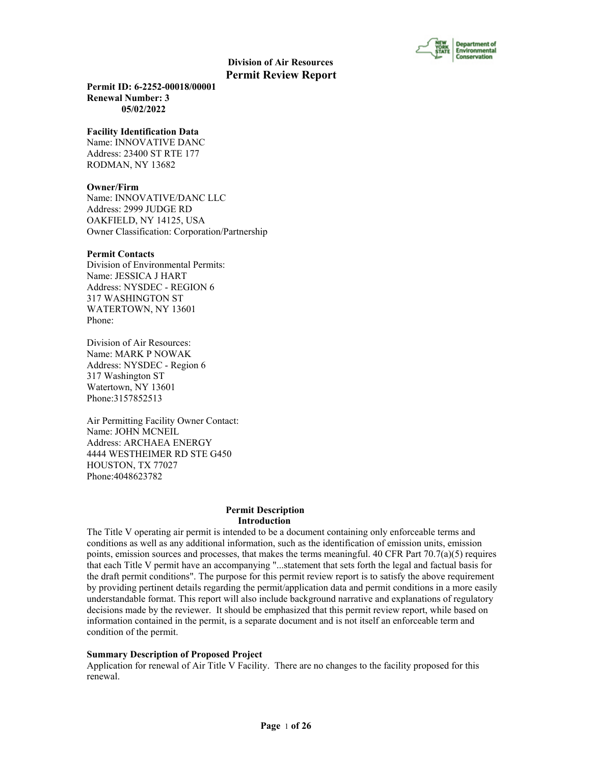# Division of Air Resources
## Permit Review Report

**Permit ID: 6-2252-00018/00001**
**Renewal Number: 3**
**05/02/2022**

**Facility Identification Data**
Name: INNOVATIVE DANC
Address: 23400 ST RTE 177
RODMAN, NY 13682

**Owner/Firm**
Name: INNOVATIVE/DANC LLC
Address: 2999 JUDGE RD
OAKFIELD, NY 14125, USA
Owner Classification: Corporation/Partnership

**Permit Contacts**
Division of Environmental Permits:
Name: JESSICA J HART
Address: NYSDEC - REGION 6
317 WASHINGTON ST
WATERTOWN, NY 13601
Phone:

Division of Air Resources:
Name: MARK P NOWAK
Address: NYSDEC - Region 6
317 Washington ST
Watertown, NY 13601
Phone:3157852513

Air Permitting Facility Owner Contact:
Name: JOHN MCNEIL
Address: ARCHAEA ENERGY
4444 WESTHEIMER RD STE G450
HOUSTON, TX 77027
Phone:4048623782

### Permit Description
### Introduction

The Title V operating air permit is intended to be a document containing only enforceable terms and conditions as well as any additional information, such as the identification of emission units, emission points, emission sources and processes, that makes the terms meaningful. 40 CFR Part 70.7(a)(5) requires that each Title V permit have an accompanying "...statement that sets forth the legal and factual basis for the draft permit conditions". The purpose for this permit review report is to satisfy the above requirement by providing pertinent details regarding the permit/application data and permit conditions in a more easily understandable format. This report will also include background narrative and explanations of regulatory decisions made by the reviewer. It should be emphasized that this permit review report, while based on information contained in the permit, is a separate document and is not itself an enforceable term and condition of the permit.

**Summary Description of Proposed Project**
Application for renewal of Air Title V Facility. There are no changes to the facility proposed for this renewal.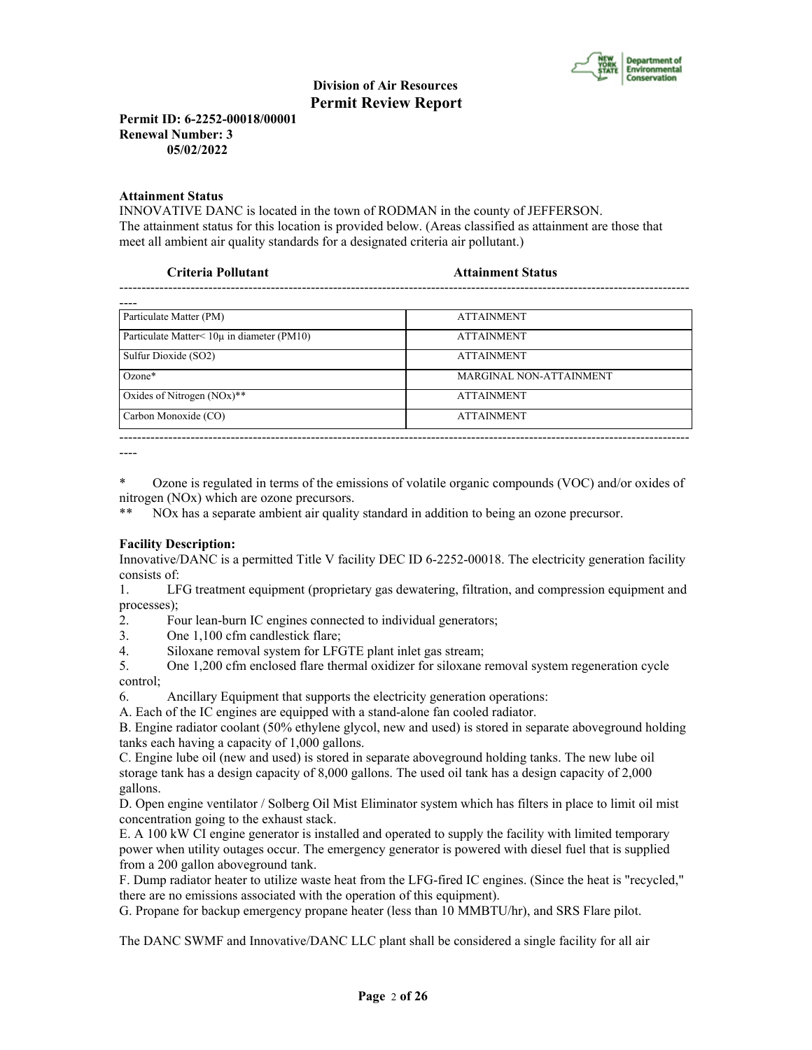**Division of Air Resources**
**Permit Review Report**

**Permit ID: 6-2252-00018/00001**
**Renewal Number: 3**
**05/02/2022**

**Attainment Status**

INNOVATIVE DANC is located in the town of RODMAN in the county of JEFFERSON.
The attainment status for this location is provided below. (Areas classified as attainment are those that meet all ambient air quality standards for a designated criteria air pollutant.)

| Criteria Pollutant | Attainment Status |
|---|---|
| Particulate Matter (PM) | ATTAINMENT |
| Particulate Matter< 10μ in diameter (PM10) | ATTAINMENT |
| Sulfur Dioxide (SO2) | ATTAINMENT |
| Ozone* | MARGINAL NON-ATTAINMENT |
| Oxides of Nitrogen (NOx)** | ATTAINMENT |
| Carbon Monoxide (CO) | ATTAINMENT |

\* Ozone is regulated in terms of the emissions of volatile organic compounds (VOC) and/or oxides of nitrogen (NOx) which are ozone precursors.
\*\* NOx has a separate ambient air quality standard in addition to being an ozone precursor.

**Facility Description:**

Innovative/DANC is a permitted Title V facility DEC ID 6-2252-00018. The electricity generation facility consists of:

1. LFG treatment equipment (proprietary gas dewatering, filtration, and compression equipment and processes);
2. Four lean-burn IC engines connected to individual generators;
3. One 1,100 cfm candlestick flare;
4. Siloxane removal system for LFGTE plant inlet gas stream;
5. One 1,200 cfm enclosed flare thermal oxidizer for siloxane removal system regeneration cycle control;
6. Ancillary Equipment that supports the electricity generation operations:

A. Each of the IC engines are equipped with a stand-alone fan cooled radiator.
B. Engine radiator coolant (50% ethylene glycol, new and used) is stored in separate aboveground holding tanks each having a capacity of 1,000 gallons.
C. Engine lube oil (new and used) is stored in separate aboveground holding tanks. The new lube oil storage tank has a design capacity of 8,000 gallons. The used oil tank has a design capacity of 2,000 gallons.
D. Open engine ventilator / Solberg Oil Mist Eliminator system which has filters in place to limit oil mist concentration going to the exhaust stack.
E. A 100 kW CI engine generator is installed and operated to supply the facility with limited temporary power when utility outages occur. The emergency generator is powered with diesel fuel that is supplied from a 200 gallon aboveground tank.
F. Dump radiator heater to utilize waste heat from the LFG-fired IC engines. (Since the heat is "recycled," there are no emissions associated with the operation of this equipment).
G. Propane for backup emergency propane heater (less than 10 MMBTU/hr), and SRS Flare pilot.

The DANC SWMF and Innovative/DANC LLC plant shall be considered a single facility for all air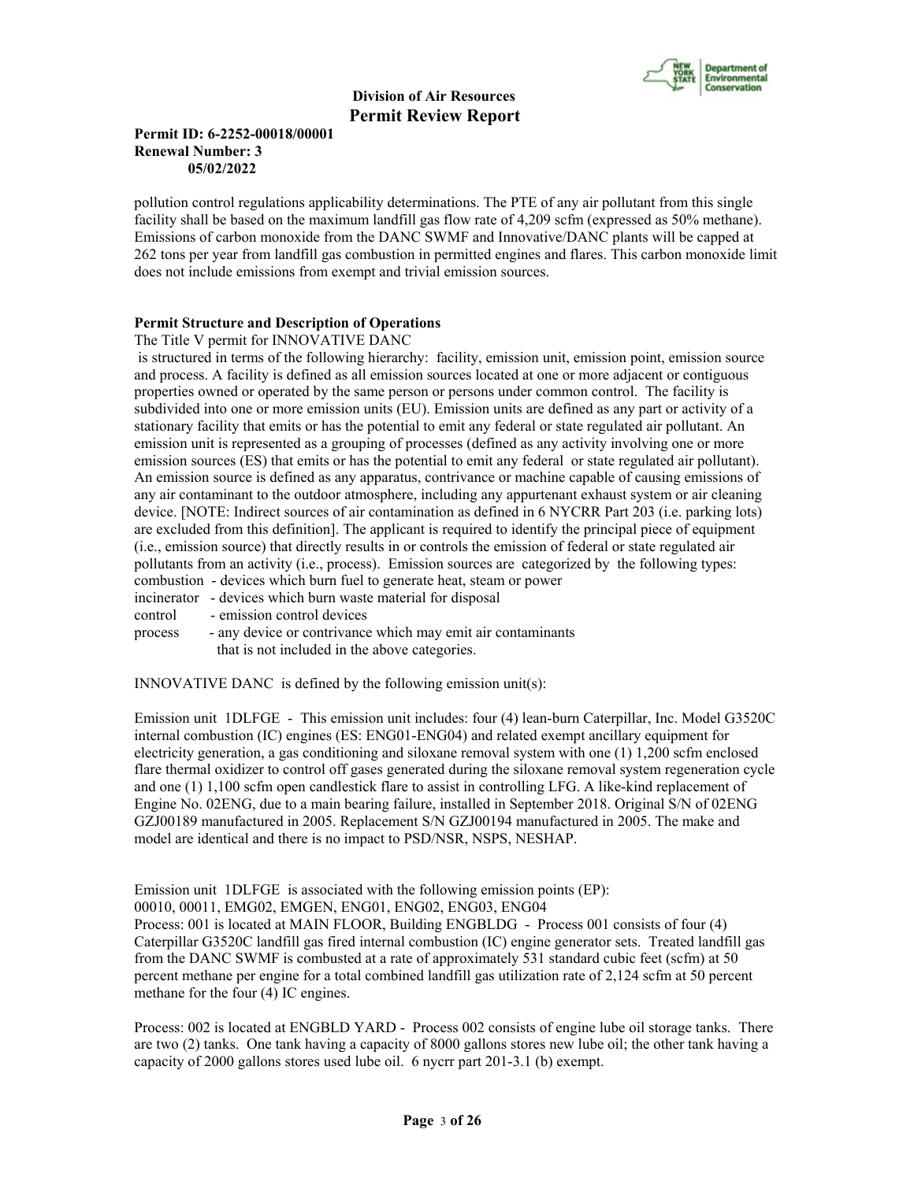pollution control regulations applicability determinations. The PTE of any air pollutant from this single facility shall be based on the maximum landfill gas flow rate of 4,209 scfm (expressed as 50% methane). Emissions of carbon monoxide from the DANC SWMF and Innovative/DANC plants will be capped at 262 tons per year from landfill gas combustion in permitted engines and flares. This carbon monoxide limit does not include emissions from exempt and trivial emission sources.

**Permit Structure and Description of Operations**

The Title V permit for INNOVATIVE DANC
is structured in terms of the following hierarchy: facility, emission unit, emission point, emission source and process. A facility is defined as all emission sources located at one or more adjacent or contiguous properties owned or operated by the same person or persons under common control. The facility is subdivided into one or more emission units (EU). Emission units are defined as any part or activity of a stationary facility that emits or has the potential to emit any federal or state regulated air pollutant. An emission unit is represented as a grouping of processes (defined as any activity involving one or more emission sources (ES) that emits or has the potential to emit any federal or state regulated air pollutant). An emission source is defined as any apparatus, contrivance or machine capable of causing emissions of any air contaminant to the outdoor atmosphere, including any appurtenant exhaust system or air cleaning device. [NOTE: Indirect sources of air contamination as defined in 6 NYCRR Part 203 (i.e. parking lots) are excluded from this definition]. The applicant is required to identify the principal piece of equipment (i.e., emission source) that directly results in or controls the emission of federal or state regulated air pollutants from an activity (i.e., process). Emission sources are categorized by the following types:

combustion - devices which burn fuel to generate heat, steam or power
incinerator - devices which burn waste material for disposal
control - emission control devices
process - any device or contrivance which may emit air contaminants that is not included in the above categories.

INNOVATIVE DANC is defined by the following emission unit(s):

Emission unit 1DLFGE - This emission unit includes: four (4) lean-burn Caterpillar, Inc. Model G3520C internal combustion (IC) engines (ES: ENG01-ENG04) and related exempt ancillary equipment for electricity generation, a gas conditioning and siloxane removal system with one (1) 1,200 scfm enclosed flare thermal oxidizer to control off gases generated during the siloxane removal system regeneration cycle and one (1) 1,100 scfm open candlestick flare to assist in controlling LFG. A like-kind replacement of Engine No. 02ENG, due to a main bearing failure, installed in September 2018. Original S/N of 02ENG GZJ00189 manufactured in 2005. Replacement S/N GZJ00194 manufactured in 2005. The make and model are identical and there is no impact to PSD/NSR, NSPS, NESHAP.

Emission unit 1DLFGE is associated with the following emission points (EP):
00010, 00011, EMG02, EMGEN, ENG01, ENG02, ENG03, ENG04
Process: 001 is located at MAIN FLOOR, Building ENGBLDG - Process 001 consists of four (4) Caterpillar G3520C landfill gas fired internal combustion (IC) engine generator sets. Treated landfill gas from the DANC SWMF is combusted at a rate of approximately 531 standard cubic feet (scfm) at 50 percent methane per engine for a total combined landfill gas utilization rate of 2,124 scfm at 50 percent methane for the four (4) IC engines.

Process: 002 is located at ENGBLD YARD - Process 002 consists of engine lube oil storage tanks. There are two (2) tanks. One tank having a capacity of 8000 gallons stores new lube oil; the other tank having a capacity of 2000 gallons stores used lube oil. 6 nycrr part 201-3.1 (b) exempt.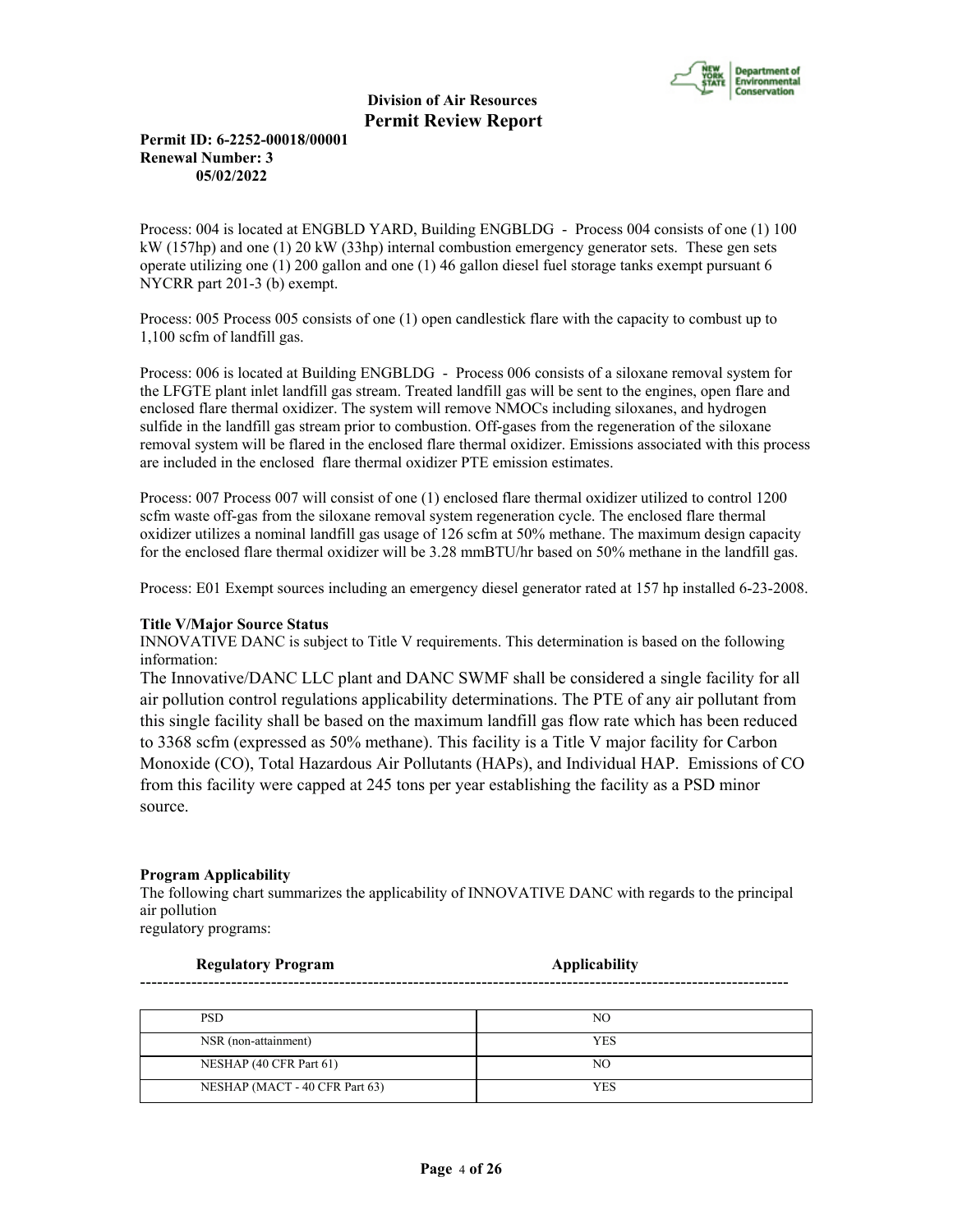Process: 004 is located at ENGBLD YARD, Building ENGBLDG - Process 004 consists of one (1) 100 kW (157hp) and one (1) 20 kW (33hp) internal combustion emergency generator sets. These gen sets operate utilizing one (1) 200 gallon and one (1) 46 gallon diesel fuel storage tanks exempt pursuant 6 NYCRR part 201-3 (b) exempt.

Process: 005 Process 005 consists of one (1) open candlestick flare with the capacity to combust up to 1,100 scfm of landfill gas.

Process: 006 is located at Building ENGBLDG - Process 006 consists of a siloxane removal system for the LFGTE plant inlet landfill gas stream. Treated landfill gas will be sent to the engines, open flare and enclosed flare thermal oxidizer. The system will remove NMOCs including siloxanes, and hydrogen sulfide in the landfill gas stream prior to combustion. Off-gases from the regeneration of the siloxane removal system will be flared in the enclosed flare thermal oxidizer. Emissions associated with this process are included in the enclosed flare thermal oxidizer PTE emission estimates.

Process: 007 Process 007 will consist of one (1) enclosed flare thermal oxidizer utilized to control 1200 scfm waste off-gas from the siloxane removal system regeneration cycle. The enclosed flare thermal oxidizer utilizes a nominal landfill gas usage of 126 scfm at 50% methane. The maximum design capacity for the enclosed flare thermal oxidizer will be 3.28 mmBTU/hr based on 50% methane in the landfill gas.

Process: E01 Exempt sources including an emergency diesel generator rated at 157 hp installed 6-23-2008.

**Title V/Major Source Status**

INNOVATIVE DANC is subject to Title V requirements. This determination is based on the following information:

The Innovative/DANC LLC plant and DANC SWMF shall be considered a single facility for all air pollution control regulations applicability determinations. The PTE of any air pollutant from this single facility shall be based on the maximum landfill gas flow rate which has been reduced to 3368 scfm (expressed as 50% methane). This facility is a Title V major facility for Carbon Monoxide (CO), Total Hazardous Air Pollutants (HAPs), and Individual HAP. Emissions of CO from this facility were capped at 245 tons per year establishing the facility as a PSD minor source.

**Program Applicability**

The following chart summarizes the applicability of INNOVATIVE DANC with regards to the principal air pollution regulatory programs:

| Regulatory Program | Applicability |
|---|---|
| PSD | NO |
| NSR (non-attainment) | YES |
| NESHAP (40 CFR Part 61) | NO |
| NESHAP (MACT - 40 CFR Part 63) | YES |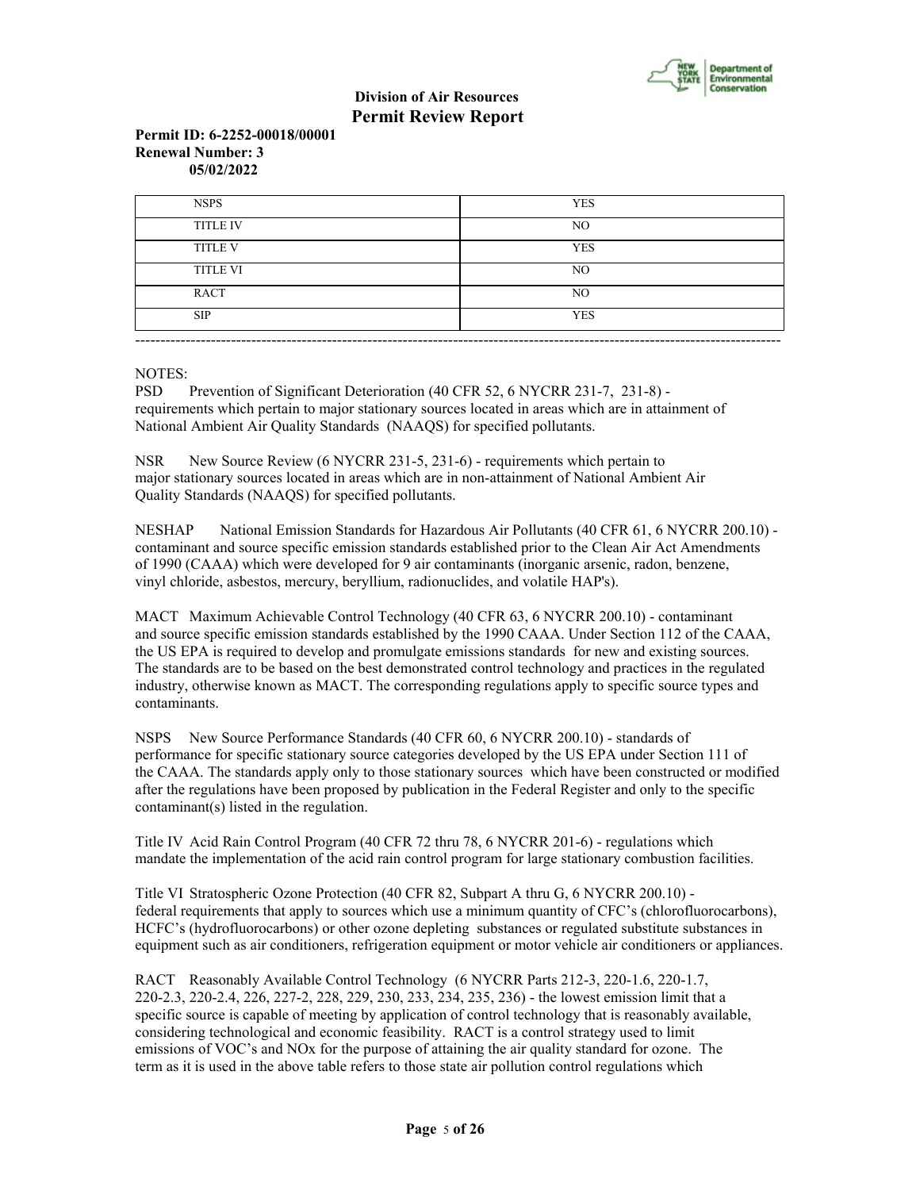**Division of Air Resources**
**Permit Review Report**

**Permit ID: 6-2252-00018/00001**
**Renewal Number: 3**
**05/02/2022**

| | |
|---|---|
| NSPS | YES |
| TITLE IV | NO |
| TITLE V | YES |
| TITLE VI | NO |
| RACT | NO |
| SIP | YES |

---

NOTES:
PSD  Prevention of Significant Deterioration (40 CFR 52, 6 NYCRR 231-7, 231-8) - requirements which pertain to major stationary sources located in areas which are in attainment of National Ambient Air Quality Standards (NAAQS) for specified pollutants.

NSR  New Source Review (6 NYCRR 231-5, 231-6) - requirements which pertain to major stationary sources located in areas which are in non-attainment of National Ambient Air Quality Standards (NAAQS) for specified pollutants.

NESHAP  National Emission Standards for Hazardous Air Pollutants (40 CFR 61, 6 NYCRR 200.10) - contaminant and source specific emission standards established prior to the Clean Air Act Amendments of 1990 (CAAA) which were developed for 9 air contaminants (inorganic arsenic, radon, benzene, vinyl chloride, asbestos, mercury, beryllium, radionuclides, and volatile HAP's).

MACT  Maximum Achievable Control Technology (40 CFR 63, 6 NYCRR 200.10) - contaminant and source specific emission standards established by the 1990 CAAA. Under Section 112 of the CAAA, the US EPA is required to develop and promulgate emissions standards for new and existing sources. The standards are to be based on the best demonstrated control technology and practices in the regulated industry, otherwise known as MACT. The corresponding regulations apply to specific source types and contaminants.

NSPS  New Source Performance Standards (40 CFR 60, 6 NYCRR 200.10) - standards of performance for specific stationary source categories developed by the US EPA under Section 111 of the CAAA. The standards apply only to those stationary sources which have been constructed or modified after the regulations have been proposed by publication in the Federal Register and only to the specific contaminant(s) listed in the regulation.

Title IV  Acid Rain Control Program (40 CFR 72 thru 78, 6 NYCRR 201-6) - regulations which mandate the implementation of the acid rain control program for large stationary combustion facilities.

Title VI  Stratospheric Ozone Protection (40 CFR 82, Subpart A thru G, 6 NYCRR 200.10) - federal requirements that apply to sources which use a minimum quantity of CFC's (chlorofluorocarbons), HCFC's (hydrofluorocarbons) or other ozone depleting substances or regulated substitute substances in equipment such as air conditioners, refrigeration equipment or motor vehicle air conditioners or appliances.

RACT  Reasonably Available Control Technology (6 NYCRR Parts 212-3, 220-1.6, 220-1.7, 220-2.3, 220-2.4, 226, 227-2, 228, 229, 230, 233, 234, 235, 236) - the lowest emission limit that a specific source is capable of meeting by application of control technology that is reasonably available, considering technological and economic feasibility. RACT is a control strategy used to limit emissions of VOC's and NOx for the purpose of attaining the air quality standard for ozone. The term as it is used in the above table refers to those state air pollution control regulations which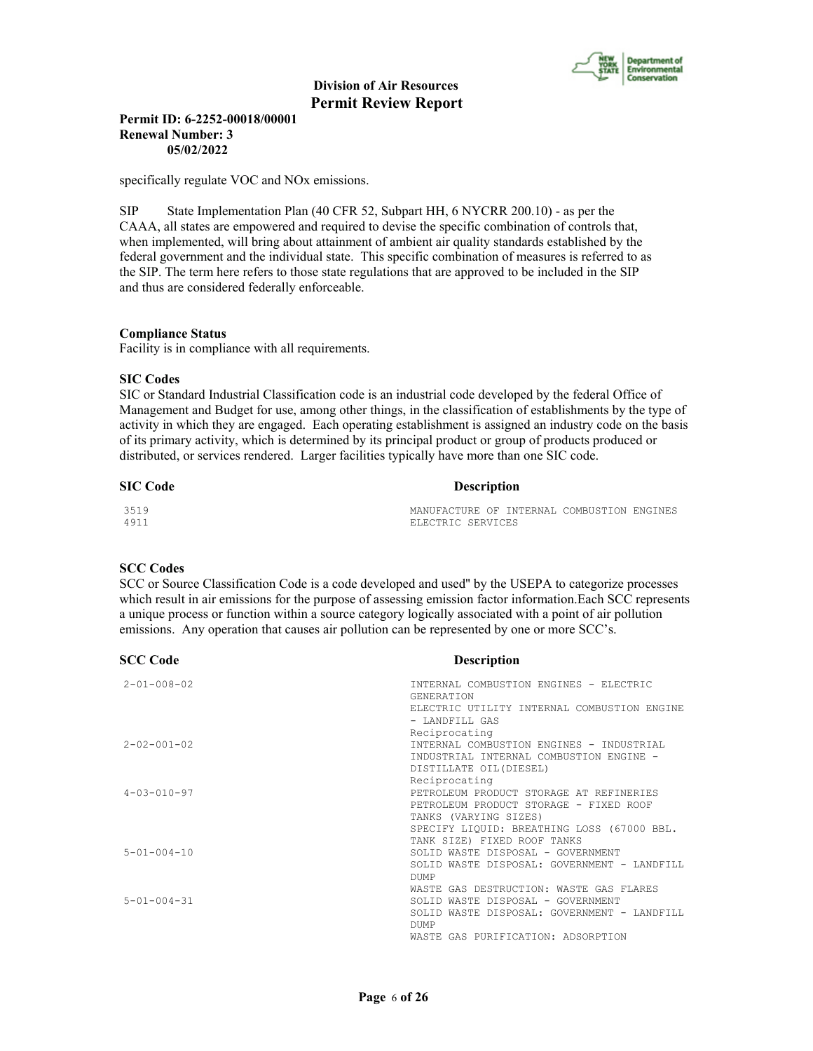specifically regulate VOC and NOx emissions.

SIP State Implementation Plan (40 CFR 52, Subpart HH, 6 NYCRR 200.10) - as per the CAAA, all states are empowered and required to devise the specific combination of controls that, when implemented, will bring about attainment of ambient air quality standards established by the federal government and the individual state. This specific combination of measures is referred to as the SIP. The term here refers to those state regulations that are approved to be included in the SIP and thus are considered federally enforceable.

**Compliance Status**

Facility is in compliance with all requirements.

**SIC Codes**

SIC or Standard Industrial Classification code is an industrial code developed by the federal Office of Management and Budget for use, among other things, in the classification of establishments by the type of activity in which they are engaged. Each operating establishment is assigned an industry code on the basis of its primary activity, which is determined by its principal product or group of products produced or distributed, or services rendered. Larger facilities typically have more than one SIC code.

| SIC Code | Description |
| --- | --- |
| 3519 | MANUFACTURE OF INTERNAL COMBUSTION ENGINES |
| 4911 | ELECTRIC SERVICES |

**SCC Codes**

SCC or Source Classification Code is a code developed and used'' by the USEPA to categorize processes which result in air emissions for the purpose of assessing emission factor information.Each SCC represents a unique process or function within a source category logically associated with a point of air pollution emissions. Any operation that causes air pollution can be represented by one or more SCC's.

| SCC Code | Description |
| --- | --- |
| 2-01-008-02 | INTERNAL COMBUSTION ENGINES - ELECTRIC GENERATION<br>ELECTRIC UTILITY INTERNAL COMBUSTION ENGINE - LANDFILL GAS<br>Reciprocating |
| 2-02-001-02 | INTERNAL COMBUSTION ENGINES - INDUSTRIAL<br>INDUSTRIAL INTERNAL COMBUSTION ENGINE - DISTILLATE OIL(DIESEL)<br>Reciprocating |
| 4-03-010-97 | PETROLEUM PRODUCT STORAGE AT REFINERIES<br>PETROLEUM PRODUCT STORAGE - FIXED ROOF TANKS (VARYING SIZES)<br>SPECIFY LIQUID: BREATHING LOSS (67000 BBL. TANK SIZE) FIXED ROOF TANKS |
| 5-01-004-10 | SOLID WASTE DISPOSAL - GOVERNMENT<br>SOLID WASTE DISPOSAL: GOVERNMENT - LANDFILL DUMP<br>WASTE GAS DESTRUCTION: WASTE GAS FLARES |
| 5-01-004-31 | SOLID WASTE DISPOSAL - GOVERNMENT<br>SOLID WASTE DISPOSAL: GOVERNMENT - LANDFILL DUMP<br>WASTE GAS PURIFICATION: ADSORPTION |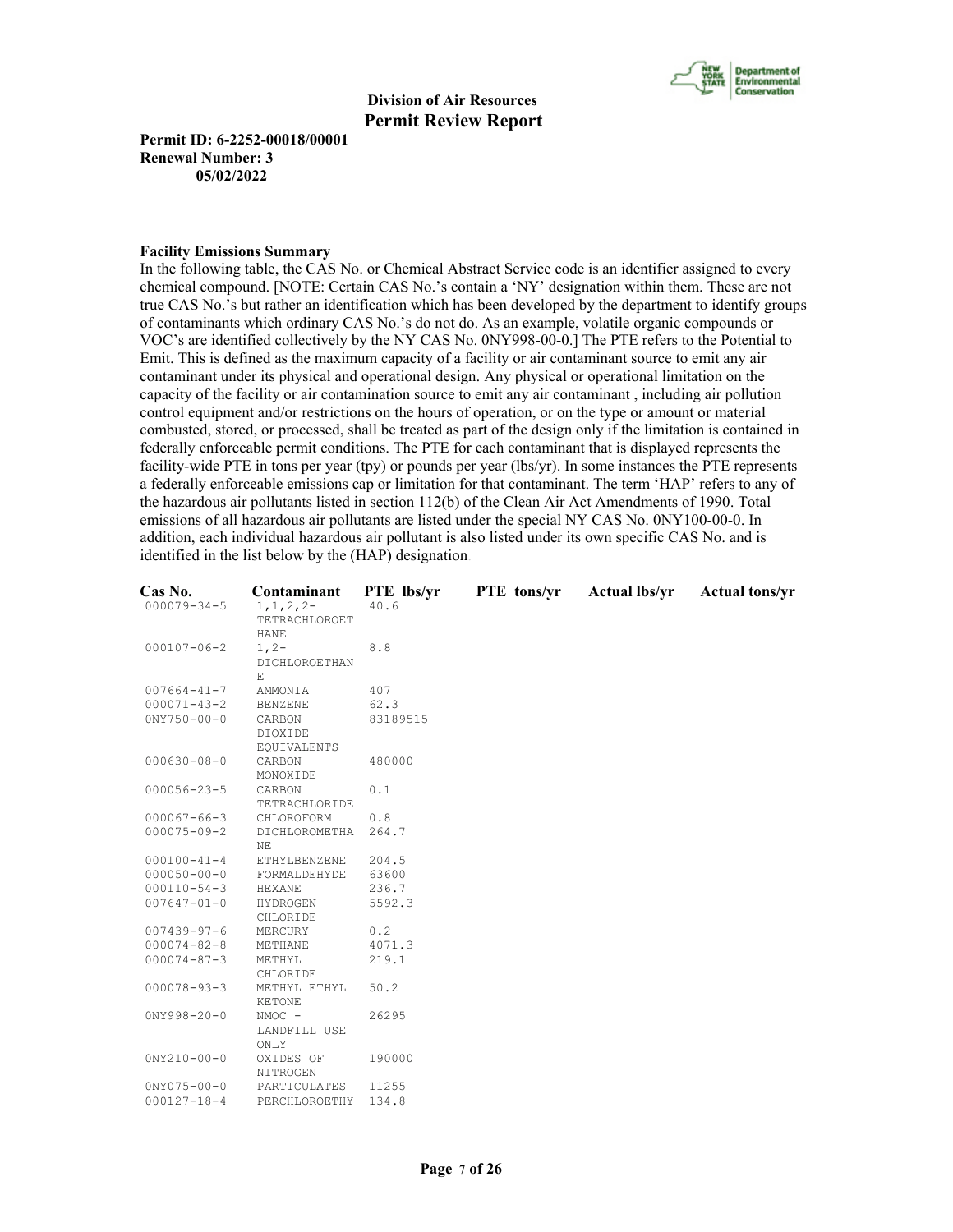**Division of Air Resources**
**Permit Review Report**

**Permit ID: 6-2252-00018/00001**
**Renewal Number: 3**
**05/02/2022**

**Facility Emissions Summary**

In the following table, the CAS No. or Chemical Abstract Service code is an identifier assigned to every chemical compound. [NOTE: Certain CAS No.'s contain a 'NY' designation within them. These are not true CAS No.'s but rather an identification which has been developed by the department to identify groups of contaminants which ordinary CAS No.'s do not do. As an example, volatile organic compounds or VOC's are identified collectively by the NY CAS No. 0NY998-00-0.] The PTE refers to the Potential to Emit. This is defined as the maximum capacity of a facility or air contaminant source to emit any air contaminant under its physical and operational design. Any physical or operational limitation on the capacity of the facility or air contamination source to emit any air contaminant , including air pollution control equipment and/or restrictions on the hours of operation, or on the type or amount or material combusted, stored, or processed, shall be treated as part of the design only if the limitation is contained in federally enforceable permit conditions. The PTE for each contaminant that is displayed represents the facility-wide PTE in tons per year (tpy) or pounds per year (lbs/yr). In some instances the PTE represents a federally enforceable emissions cap or limitation for that contaminant. The term 'HAP' refers to any of the hazardous air pollutants listed in section 112(b) of the Clean Air Act Amendments of 1990. Total emissions of all hazardous air pollutants are listed under the special NY CAS No. 0NY100-00-0. In addition, each individual hazardous air pollutant is also listed under its own specific CAS No. and is identified in the list below by the (HAP) designation.

| Cas No. | Contaminant | PTE lbs/yr | PTE tons/yr | Actual lbs/yr | Actual tons/yr |
|---|---|---|---|---|---|
| 000079-34-5 | 1,1,2,2-TETRACHLOROETHANE | 40.6 | | | |
| 000107-06-2 | 1,2-DICHLOROETHANE | 8.8 | | | |
| 007664-41-7 | AMMONIA | 407 | | | |
| 000071-43-2 | BENZENE | 62.3 | | | |
| 0NY750-00-0 | CARBON DIOXIDE EQUIVALENTS | 83189515 | | | |
| 000630-08-0 | CARBON MONOXIDE | 480000 | | | |
| 000056-23-5 | CARBON TETRACHLORIDE | 0.1 | | | |
| 000067-66-3 | CHLOROFORM | 0.8 | | | |
| 000075-09-2 | DICHLOROMETHANE | 264.7 | | | |
| 000100-41-4 | ETHYLBENZENE | 204.5 | | | |
| 000050-00-0 | FORMALDEHYDE | 63600 | | | |
| 000110-54-3 | HEXANE | 236.7 | | | |
| 007647-01-0 | HYDROGEN CHLORIDE | 5592.3 | | | |
| 007439-97-6 | MERCURY | 0.2 | | | |
| 000074-82-8 | METHANE | 4071.3 | | | |
| 000074-87-3 | METHYL CHLORIDE | 219.1 | | | |
| 000078-93-3 | METHYL ETHYL KETONE | 50.2 | | | |
| 0NY998-20-0 | NMOC - LANDFILL USE ONLY | 26295 | | | |
| 0NY210-00-0 | OXIDES OF NITROGEN | 190000 | | | |
| 0NY075-00-0 | PARTICULATES | 11255 | | | |
| 000127-18-4 | PERCHLOROETHY | 134.8 | | | |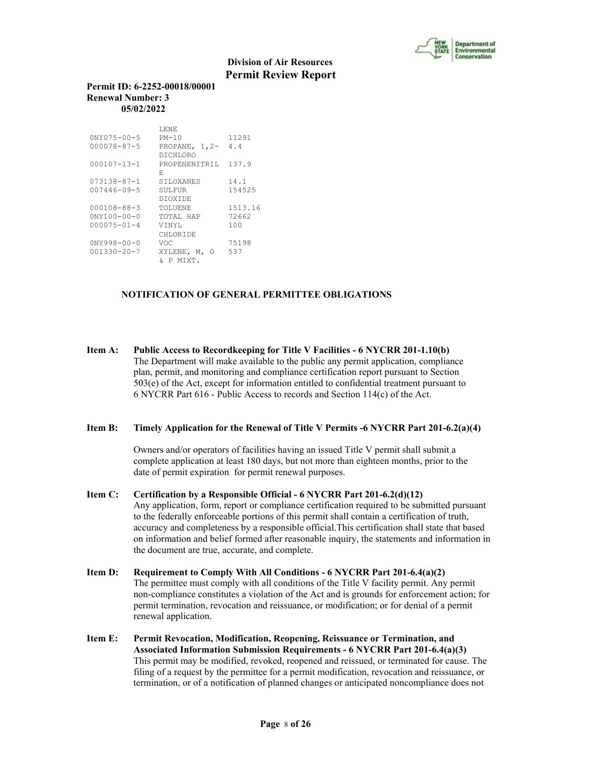| | | |
|---|---|---|
| | LENE | |
| 0NY075-00-5 | PM-10 | 11291 |
| 000078-87-5 | PROPANE, 1,2-DICHLORO | 4.4 |
| 000107-13-1 | PROPENENITRILE | 137.9 |
| 073138-87-1 | SILOXANES | 14.1 |
| 007446-09-5 | SULFUR DIOXIDE | 154525 |
| 000108-88-3 | TOLUENE | 1513.16 |
| 0NY100-00-0 | TOTAL HAP | 72662 |
| 000075-01-4 | VINYL CHLORIDE | 100 |
| 0NY998-00-0 | VOC | 75198 |
| 001330-20-7 | XYLENE, M, O & P MIXT. | 537 |

## NOTIFICATION OF GENERAL PERMITTEE OBLIGATIONS

**Item A: Public Access to Recordkeeping for Title V Facilities - 6 NYCRR 201-1.10(b)**
The Department will make available to the public any permit application, compliance plan, permit, and monitoring and compliance certification report pursuant to Section 503(e) of the Act, except for information entitled to confidential treatment pursuant to 6 NYCRR Part 616 - Public Access to records and Section 114(c) of the Act.

**Item B: Timely Application for the Renewal of Title V Permits -6 NYCRR Part 201-6.2(a)(4)**

Owners and/or operators of facilities having an issued Title V permit shall submit a complete application at least 180 days, but not more than eighteen months, prior to the date of permit expiration for permit renewal purposes.

**Item C: Certification by a Responsible Official - 6 NYCRR Part 201-6.2(d)(12)**
Any application, form, report or compliance certification required to be submitted pursuant to the federally enforceable portions of this permit shall contain a certification of truth, accuracy and completeness by a responsible official.This certification shall state that based on information and belief formed after reasonable inquiry, the statements and information in the document are true, accurate, and complete.

**Item D: Requirement to Comply With All Conditions - 6 NYCRR Part 201-6.4(a)(2)**
The permittee must comply with all conditions of the Title V facility permit. Any permit non-compliance constitutes a violation of the Act and is grounds for enforcement action; for permit termination, revocation and reissuance, or modification; or for denial of a permit renewal application.

**Item E: Permit Revocation, Modification, Reopening, Reissuance or Termination, and Associated Information Submission Requirements - 6 NYCRR Part 201-6.4(a)(3)**
This permit may be modified, revoked, reopened and reissued, or terminated for cause. The filing of a request by the permittee for a permit modification, revocation and reissuance, or termination, or of a notification of planned changes or anticipated noncompliance does not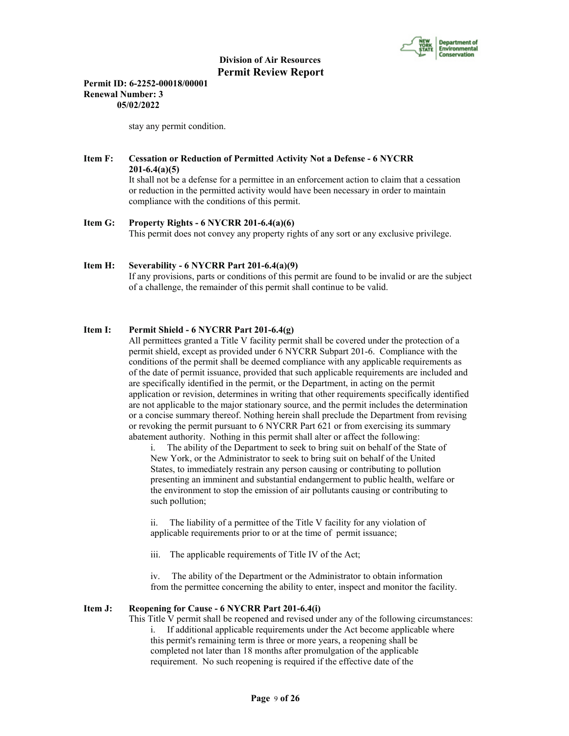stay any permit condition.

**Item F: Cessation or Reduction of Permitted Activity Not a Defense - 6 NYCRR 201-6.4(a)(5)**

It shall not be a defense for a permittee in an enforcement action to claim that a cessation or reduction in the permitted activity would have been necessary in order to maintain compliance with the conditions of this permit.

**Item G: Property Rights - 6 NYCRR 201-6.4(a)(6)**

This permit does not convey any property rights of any sort or any exclusive privilege.

**Item H: Severability - 6 NYCRR Part 201-6.4(a)(9)**

If any provisions, parts or conditions of this permit are found to be invalid or are the subject of a challenge, the remainder of this permit shall continue to be valid.

**Item I: Permit Shield - 6 NYCRR Part 201-6.4(g)**

All permittees granted a Title V facility permit shall be covered under the protection of a permit shield, except as provided under 6 NYCRR Subpart 201-6. Compliance with the conditions of the permit shall be deemed compliance with any applicable requirements as of the date of permit issuance, provided that such applicable requirements are included and are specifically identified in the permit, or the Department, in acting on the permit application or revision, determines in writing that other requirements specifically identified are not applicable to the major stationary source, and the permit includes the determination or a concise summary thereof. Nothing herein shall preclude the Department from revising or revoking the permit pursuant to 6 NYCRR Part 621 or from exercising its summary abatement authority. Nothing in this permit shall alter or affect the following:

i. The ability of the Department to seek to bring suit on behalf of the State of New York, or the Administrator to seek to bring suit on behalf of the United States, to immediately restrain any person causing or contributing to pollution presenting an imminent and substantial endangerment to public health, welfare or the environment to stop the emission of air pollutants causing or contributing to such pollution;

ii. The liability of a permittee of the Title V facility for any violation of applicable requirements prior to or at the time of permit issuance;

iii. The applicable requirements of Title IV of the Act;

iv. The ability of the Department or the Administrator to obtain information from the permittee concerning the ability to enter, inspect and monitor the facility.

**Item J: Reopening for Cause - 6 NYCRR Part 201-6.4(i)**

This Title V permit shall be reopened and revised under any of the following circumstances:

i. If additional applicable requirements under the Act become applicable where this permit's remaining term is three or more years, a reopening shall be completed not later than 18 months after promulgation of the applicable requirement. No such reopening is required if the effective date of the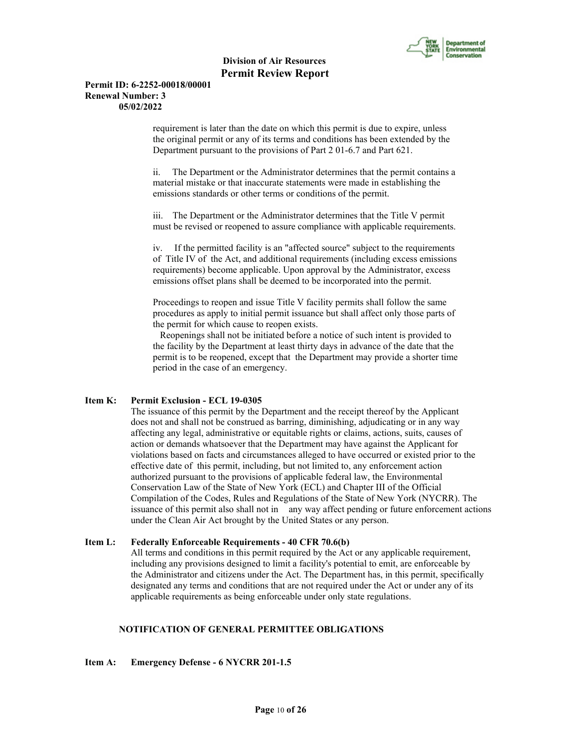requirement is later than the date on which this permit is due to expire, unless the original permit or any of its terms and conditions has been extended by the Department pursuant to the provisions of Part 2 01-6.7 and Part 621.

ii. The Department or the Administrator determines that the permit contains a material mistake or that inaccurate statements were made in establishing the emissions standards or other terms or conditions of the permit.

iii. The Department or the Administrator determines that the Title V permit must be revised or reopened to assure compliance with applicable requirements.

iv. If the permitted facility is an "affected source" subject to the requirements of Title IV of the Act, and additional requirements (including excess emissions requirements) become applicable. Upon approval by the Administrator, excess emissions offset plans shall be deemed to be incorporated into the permit.

Proceedings to reopen and issue Title V facility permits shall follow the same procedures as apply to initial permit issuance but shall affect only those parts of the permit for which cause to reopen exists.

Reopenings shall not be initiated before a notice of such intent is provided to the facility by the Department at least thirty days in advance of the date that the permit is to be reopened, except that the Department may provide a shorter time period in the case of an emergency.

**Item K: Permit Exclusion - ECL 19-0305**

The issuance of this permit by the Department and the receipt thereof by the Applicant does not and shall not be construed as barring, diminishing, adjudicating or in any way affecting any legal, administrative or equitable rights or claims, actions, suits, causes of action or demands whatsoever that the Department may have against the Applicant for violations based on facts and circumstances alleged to have occurred or existed prior to the effective date of this permit, including, but not limited to, any enforcement action authorized pursuant to the provisions of applicable federal law, the Environmental Conservation Law of the State of New York (ECL) and Chapter III of the Official Compilation of the Codes, Rules and Regulations of the State of New York (NYCRR). The issuance of this permit also shall not in any way affect pending or future enforcement actions under the Clean Air Act brought by the United States or any person.

**Item L: Federally Enforceable Requirements - 40 CFR 70.6(b)**

All terms and conditions in this permit required by the Act or any applicable requirement, including any provisions designed to limit a facility's potential to emit, are enforceable by the Administrator and citizens under the Act. The Department has, in this permit, specifically designated any terms and conditions that are not required under the Act or under any of its applicable requirements as being enforceable under only state regulations.

**NOTIFICATION OF GENERAL PERMITTEE OBLIGATIONS**

**Item A: Emergency Defense - 6 NYCRR 201-1.5**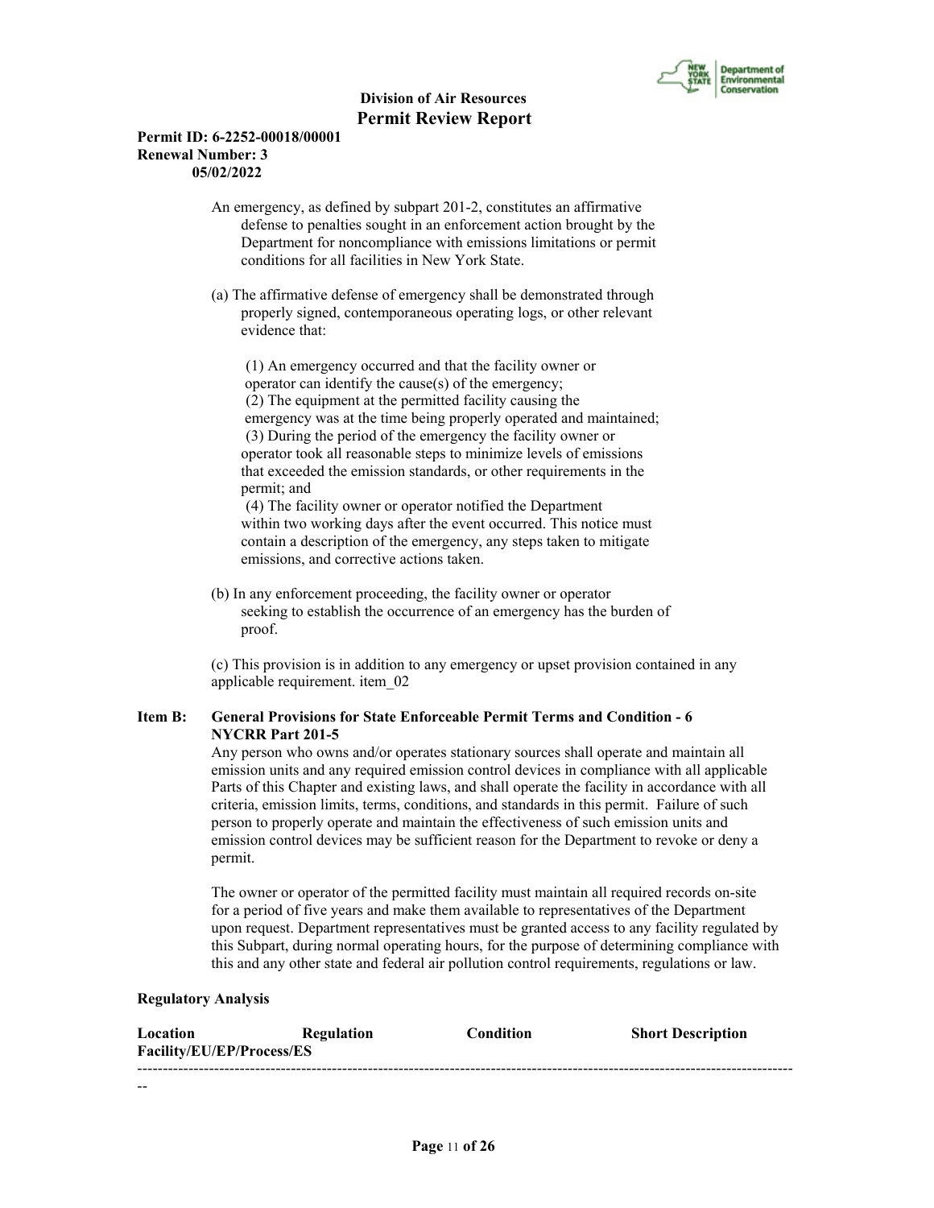An emergency, as defined by subpart 201-2, constitutes an affirmative defense to penalties sought in an enforcement action brought by the Department for noncompliance with emissions limitations or permit conditions for all facilities in New York State.

(a) The affirmative defense of emergency shall be demonstrated through properly signed, contemporaneous operating logs, or other relevant evidence that:

(1) An emergency occurred and that the facility owner or operator can identify the cause(s) of the emergency;
(2) The equipment at the permitted facility causing the emergency was at the time being properly operated and maintained;
(3) During the period of the emergency the facility owner or operator took all reasonable steps to minimize levels of emissions that exceeded the emission standards, or other requirements in the permit; and
(4) The facility owner or operator notified the Department within two working days after the event occurred. This notice must contain a description of the emergency, any steps taken to mitigate emissions, and corrective actions taken.

(b) In any enforcement proceeding, the facility owner or operator seeking to establish the occurrence of an emergency has the burden of proof.

(c) This provision is in addition to any emergency or upset provision contained in any applicable requirement. item_02

**Item B: General Provisions for State Enforceable Permit Terms and Condition - 6 NYCRR Part 201-5**

Any person who owns and/or operates stationary sources shall operate and maintain all emission units and any required emission control devices in compliance with all applicable Parts of this Chapter and existing laws, and shall operate the facility in accordance with all criteria, emission limits, terms, conditions, and standards in this permit. Failure of such person to properly operate and maintain the effectiveness of such emission units and emission control devices may be sufficient reason for the Department to revoke or deny a permit.

The owner or operator of the permitted facility must maintain all required records on-site for a period of five years and make them available to representatives of the Department upon request. Department representatives must be granted access to any facility regulated by this Subpart, during normal operating hours, for the purpose of determining compliance with this and any other state and federal air pollution control requirements, regulations or law.

**Regulatory Analysis**

| Location Facility/EU/EP/Process/ES | Regulation | Condition | Short Description |
|---|---|---|---|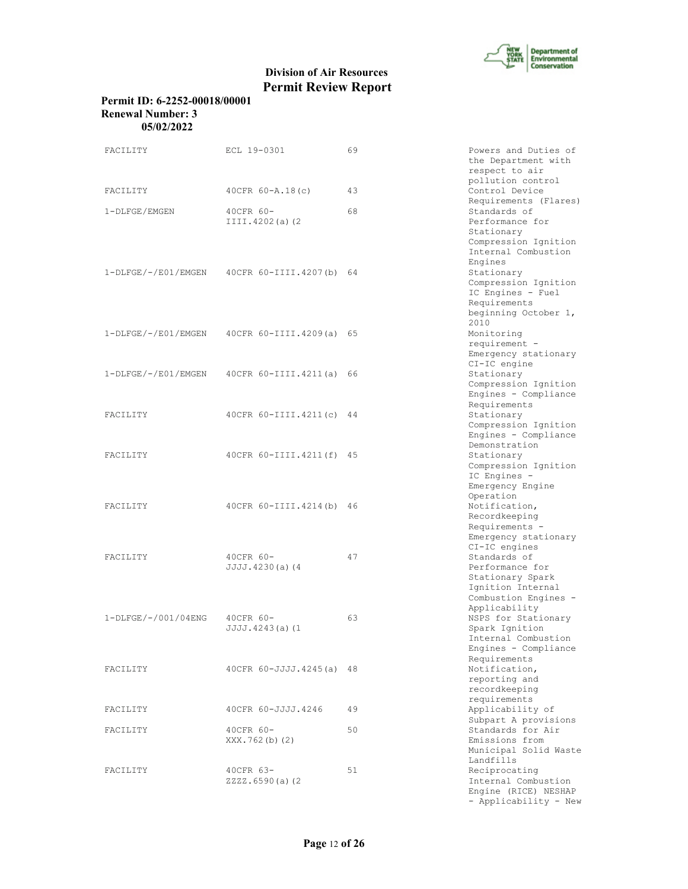**Division of Air Resources**
**Permit Review Report**

**Permit ID: 6-2252-00018/00001**
**Renewal Number: 3**
**05/02/2022**

| | | | |
|---|---|---|---|
| FACILITY | ECL 19-0301 | 69 | Powers and Duties of the Department with respect to air pollution control |
| FACILITY | 40CFR 60-A.18(c) | 43 | Control Device Requirements (Flares) |
| 1-DLFGE/EMGEN | 40CFR 60-IIII.4202(a)(2 | 68 | Standards of Performance for Stationary Compression Ignition Internal Combustion Engines |
| 1-DLFGE/-/E01/EMGEN | 40CFR 60-IIII.4207(b) | 64 | Stationary Compression Ignition IC Engines - Fuel Requirements beginning October 1, 2010 |
| 1-DLFGE/-/E01/EMGEN | 40CFR 60-IIII.4209(a) | 65 | Monitoring requirement - Emergency stationary CI-IC engine |
| 1-DLFGE/-/E01/EMGEN | 40CFR 60-IIII.4211(a) | 66 | Stationary Compression Ignition Engines - Compliance Requirements |
| FACILITY | 40CFR 60-IIII.4211(c) | 44 | Stationary Compression Ignition Engines - Compliance Demonstration |
| FACILITY | 40CFR 60-IIII.4211(f) | 45 | Stationary Compression Ignition IC Engines - Emergency Engine Operation |
| FACILITY | 40CFR 60-IIII.4214(b) | 46 | Notification, Recordkeeping Requirements - Emergency stationary CI-IC engines |
| FACILITY | 40CFR 60-JJJJ.4230(a)(4 | 47 | Standards of Performance for Stationary Spark Ignition Internal Combustion Engines - Applicability |
| 1-DLFGE/-/001/04ENG | 40CFR 60-JJJJ.4243(a)(1 | 63 | NSPS for Stationary Spark Ignition Internal Combustion Engines - Compliance Requirements |
| FACILITY | 40CFR 60-JJJJ.4245(a) | 48 | Notification, reporting and recordkeeping requirements |
| FACILITY | 40CFR 60-JJJJ.4246 | 49 | Applicability of Subpart A provisions |
| FACILITY | 40CFR 60-XXX.762(b)(2) | 50 | Standards for Air Emissions from Municipal Solid Waste Landfills |
| FACILITY | 40CFR 63-ZZZZ.6590(a)(2 | 51 | Reciprocating Internal Combustion Engine (RICE) NESHAP - Applicability - New |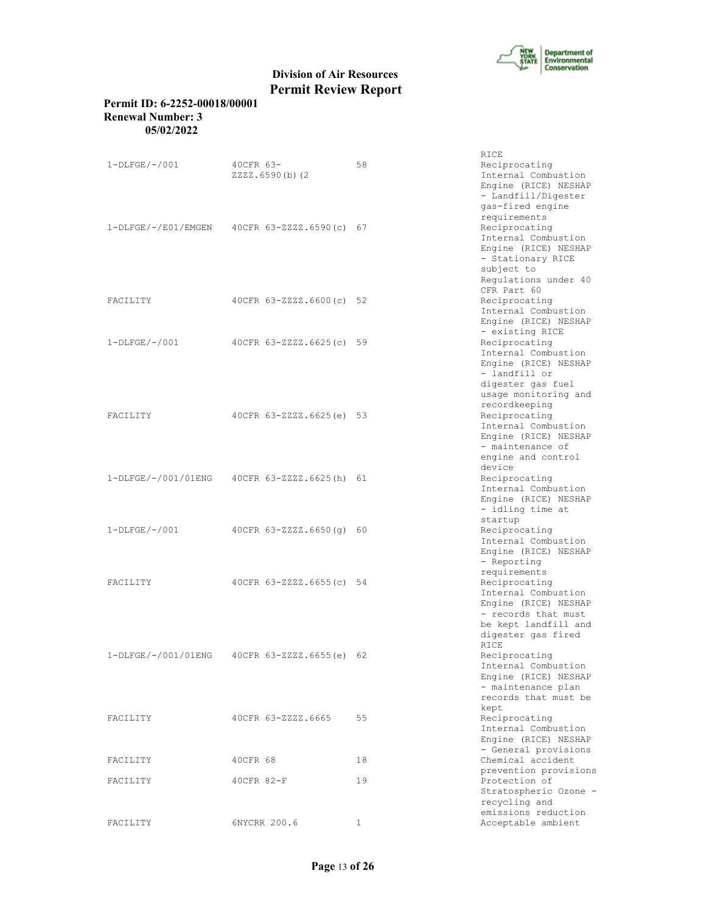# Division of Air Resources
## Permit Review Report

**Permit ID: 6-2252-00018/00001**
**Renewal Number: 3**
**05/02/2022**

| | | | |
|---|---|---|---|
| | | | RICE |
| 1-DLFGE/-/001 | 40CFR 63-ZZZZ.6590(b)(2 | 58 | Reciprocating Internal Combustion Engine (RICE) NESHAP - Landfill/Digester gas-fired engine requirements |
| 1-DLFGE/-/E01/EMGEN | 40CFR 63-ZZZZ.6590(c) | 67 | Reciprocating Internal Combustion Engine (RICE) NESHAP - Stationary RICE subject to Regulations under 40 CFR Part 60 |
| FACILITY | 40CFR 63-ZZZZ.6600(c) | 52 | Reciprocating Internal Combustion Engine (RICE) NESHAP - existing RICE |
| 1-DLFGE/-/001 | 40CFR 63-ZZZZ.6625(c) | 59 | Reciprocating Internal Combustion Engine (RICE) NESHAP - landfill or digester gas fuel usage monitoring and recordkeeping |
| FACILITY | 40CFR 63-ZZZZ.6625(e) | 53 | Reciprocating Internal Combustion Engine (RICE) NESHAP - maintenance of engine and control device |
| 1-DLFGE/-/001/01ENG | 40CFR 63-ZZZZ.6625(h) | 61 | Reciprocating Internal Combustion Engine (RICE) NESHAP - idling time at startup |
| 1-DLFGE/-/001 | 40CFR 63-ZZZZ.6650(g) | 60 | Reciprocating Internal Combustion Engine (RICE) NESHAP - Reporting requirements |
| FACILITY | 40CFR 63-ZZZZ.6655(c) | 54 | Reciprocating Internal Combustion Engine (RICE) NESHAP - records that must be kept landfill and digester gas fired RICE |
| 1-DLFGE/-/001/01ENG | 40CFR 63-ZZZZ.6655(e) | 62 | Reciprocating Internal Combustion Engine (RICE) NESHAP - maintenance plan records that must be kept |
| FACILITY | 40CFR 63-ZZZZ.6665 | 55 | Reciprocating Internal Combustion Engine (RICE) NESHAP - General provisions |
| FACILITY | 40CFR 68 | 18 | Chemical accident prevention provisions |
| FACILITY | 40CFR 82-F | 19 | Protection of Stratospheric Ozone - recycling and emissions reduction |
| FACILITY | 6NYCRR 200.6 | 1 | Acceptable ambient |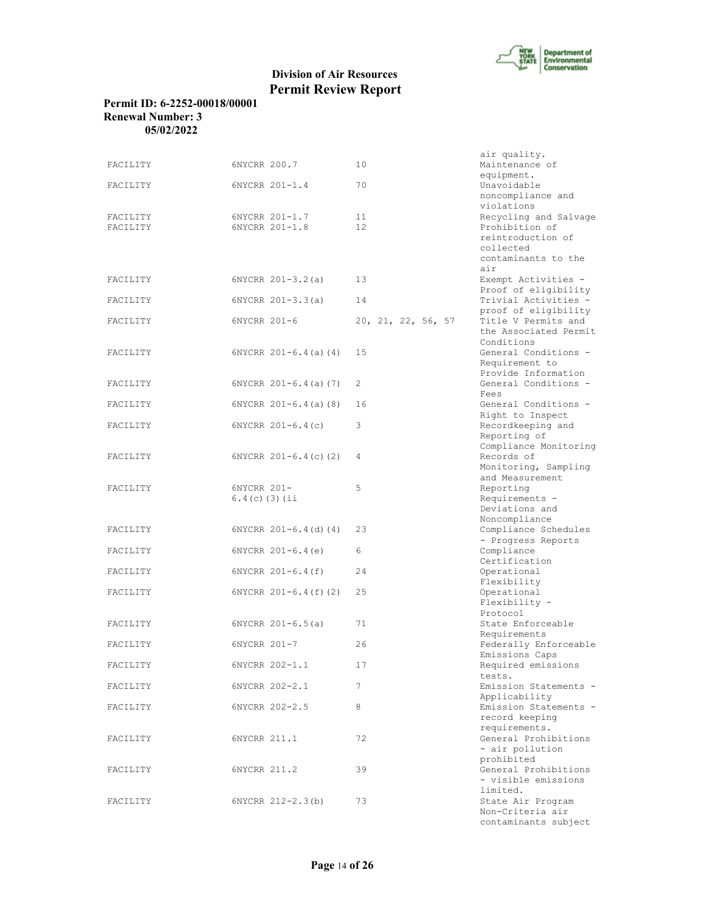# Division of Air Resources
## Permit Review Report

**Permit ID: 6-2252-00018/00001**
**Renewal Number: 3**
**05/02/2022**

| | | | |
|---|---|---|---|
| | | | air quality. |
| FACILITY | 6NYCRR 200.7 | 10 | Maintenance of equipment. |
| FACILITY | 6NYCRR 201-1.4 | 70 | Unavoidable noncompliance and violations |
| FACILITY | 6NYCRR 201-1.7 | 11 | Recycling and Salvage |
| FACILITY | 6NYCRR 201-1.8 | 12 | Prohibition of reintroduction of collected contaminants to the air |
| FACILITY | 6NYCRR 201-3.2(a) | 13 | Exempt Activities - Proof of eligibility |
| FACILITY | 6NYCRR 201-3.3(a) | 14 | Trivial Activities - proof of eligibility |
| FACILITY | 6NYCRR 201-6 | 20, 21, 22, 56, 57 | Title V Permits and the Associated Permit Conditions |
| FACILITY | 6NYCRR 201-6.4(a)(4) | 15 | General Conditions - Requirement to Provide Information |
| FACILITY | 6NYCRR 201-6.4(a)(7) | 2 | General Conditions - Fees |
| FACILITY | 6NYCRR 201-6.4(a)(8) | 16 | General Conditions - Right to Inspect |
| FACILITY | 6NYCRR 201-6.4(c) | 3 | Recordkeeping and Reporting of Compliance Monitoring |
| FACILITY | 6NYCRR 201-6.4(c)(2) | 4 | Records of Monitoring, Sampling and Measurement |
| FACILITY | 6NYCRR 201-6.4(c)(3)(ii | 5 | Reporting Requirements - Deviations and Noncompliance |
| FACILITY | 6NYCRR 201-6.4(d)(4) | 23 | Compliance Schedules - Progress Reports |
| FACILITY | 6NYCRR 201-6.4(e) | 6 | Compliance Certification |
| FACILITY | 6NYCRR 201-6.4(f) | 24 | Operational Flexibility |
| FACILITY | 6NYCRR 201-6.4(f)(2) | 25 | Operational Flexibility - Protocol |
| FACILITY | 6NYCRR 201-6.5(a) | 71 | State Enforceable Requirements |
| FACILITY | 6NYCRR 201-7 | 26 | Federally Enforceable Emissions Caps |
| FACILITY | 6NYCRR 202-1.1 | 17 | Required emissions tests. |
| FACILITY | 6NYCRR 202-2.1 | 7 | Emission Statements - Applicability |
| FACILITY | 6NYCRR 202-2.5 | 8 | Emission Statements - record keeping requirements. |
| FACILITY | 6NYCRR 211.1 | 72 | General Prohibitions - air pollution prohibited |
| FACILITY | 6NYCRR 211.2 | 39 | General Prohibitions - visible emissions limited. |
| FACILITY | 6NYCRR 212-2.3(b) | 73 | State Air Program Non-Criteria air contaminants subject |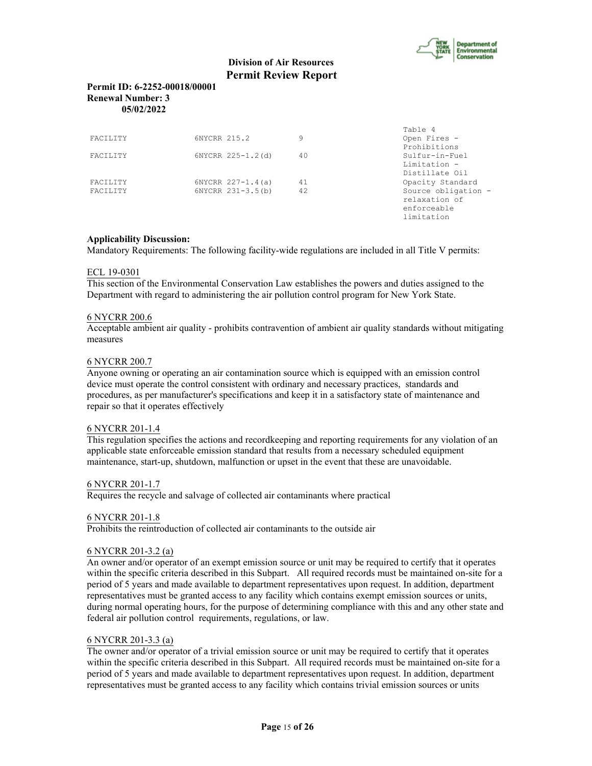**Division of Air Resources**
**Permit Review Report**

**Permit ID: 6-2252-00018/00001**
**Renewal Number: 3**
**05/02/2022**

| | | | |
|---|---|---|---|
| | | | Table 4 |
| FACILITY | 6NYCRR 215.2 | 9 | Open Fires - Prohibitions |
| FACILITY | 6NYCRR 225-1.2(d) | 40 | Sulfur-in-Fuel Limitation - Distillate Oil |
| FACILITY | 6NYCRR 227-1.4(a) | 41 | Opacity Standard |
| FACILITY | 6NYCRR 231-3.5(b) | 42 | Source obligation - relaxation of enforceable limitation |

**Applicability Discussion:**
Mandatory Requirements: The following facility-wide regulations are included in all Title V permits:

ECL 19-0301
This section of the Environmental Conservation Law establishes the powers and duties assigned to the Department with regard to administering the air pollution control program for New York State.

6 NYCRR 200.6
Acceptable ambient air quality - prohibits contravention of ambient air quality standards without mitigating measures

6 NYCRR 200.7
Anyone owning or operating an air contamination source which is equipped with an emission control device must operate the control consistent with ordinary and necessary practices, standards and procedures, as per manufacturer's specifications and keep it in a satisfactory state of maintenance and repair so that it operates effectively

6 NYCRR 201-1.4
This regulation specifies the actions and recordkeeping and reporting requirements for any violation of an applicable state enforceable emission standard that results from a necessary scheduled equipment maintenance, start-up, shutdown, malfunction or upset in the event that these are unavoidable.

6 NYCRR 201-1.7
Requires the recycle and salvage of collected air contaminants where practical

6 NYCRR 201-1.8
Prohibits the reintroduction of collected air contaminants to the outside air

6 NYCRR 201-3.2 (a)
An owner and/or operator of an exempt emission source or unit may be required to certify that it operates within the specific criteria described in this Subpart. All required records must be maintained on-site for a period of 5 years and made available to department representatives upon request. In addition, department representatives must be granted access to any facility which contains exempt emission sources or units, during normal operating hours, for the purpose of determining compliance with this and any other state and federal air pollution control requirements, regulations, or law.

6 NYCRR 201-3.3 (a)
The owner and/or operator of a trivial emission source or unit may be required to certify that it operates within the specific criteria described in this Subpart. All required records must be maintained on-site for a period of 5 years and made available to department representatives upon request. In addition, department representatives must be granted access to any facility which contains trivial emission sources or units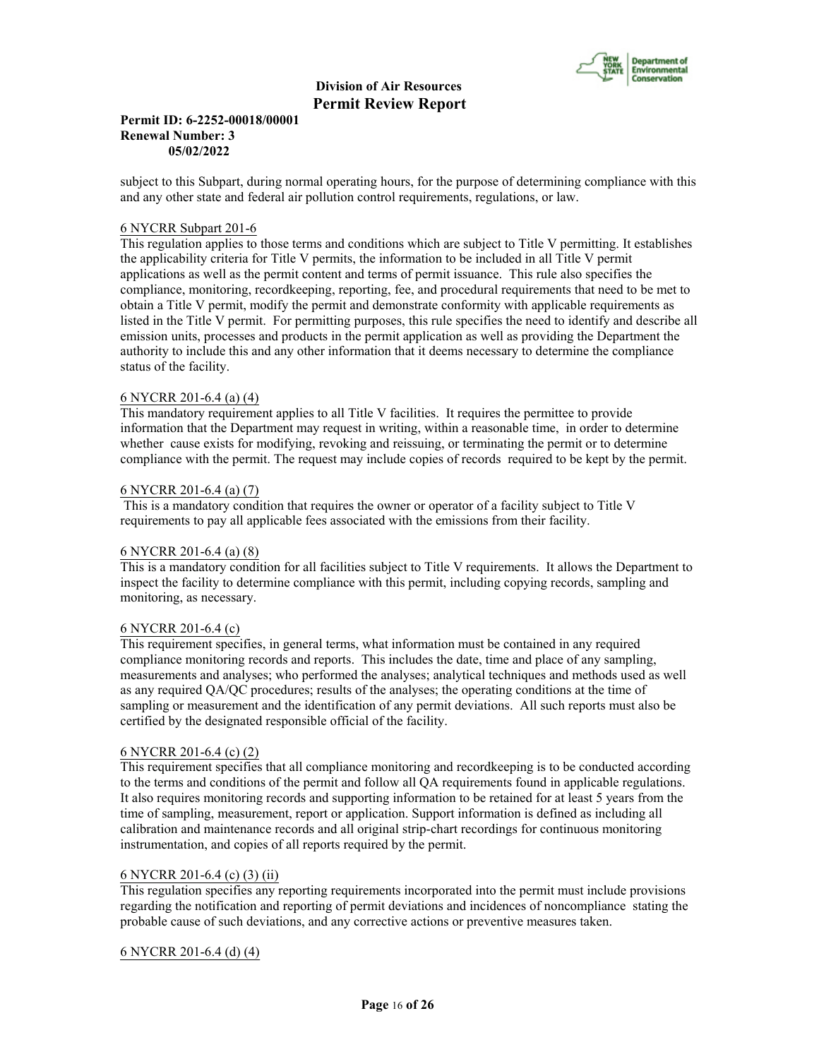subject to this Subpart, during normal operating hours, for the purpose of determining compliance with this and any other state and federal air pollution control requirements, regulations, or law.

6 NYCRR Subpart 201-6

This regulation applies to those terms and conditions which are subject to Title V permitting. It establishes the applicability criteria for Title V permits, the information to be included in all Title V permit applications as well as the permit content and terms of permit issuance. This rule also specifies the compliance, monitoring, recordkeeping, reporting, fee, and procedural requirements that need to be met to obtain a Title V permit, modify the permit and demonstrate conformity with applicable requirements as listed in the Title V permit. For permitting purposes, this rule specifies the need to identify and describe all emission units, processes and products in the permit application as well as providing the Department the authority to include this and any other information that it deems necessary to determine the compliance status of the facility.

6 NYCRR 201-6.4 (a) (4)

This mandatory requirement applies to all Title V facilities. It requires the permittee to provide information that the Department may request in writing, within a reasonable time, in order to determine whether cause exists for modifying, revoking and reissuing, or terminating the permit or to determine compliance with the permit. The request may include copies of records required to be kept by the permit.

6 NYCRR 201-6.4 (a) (7)

This is a mandatory condition that requires the owner or operator of a facility subject to Title V requirements to pay all applicable fees associated with the emissions from their facility.

6 NYCRR 201-6.4 (a) (8)

This is a mandatory condition for all facilities subject to Title V requirements. It allows the Department to inspect the facility to determine compliance with this permit, including copying records, sampling and monitoring, as necessary.

6 NYCRR 201-6.4 (c)

This requirement specifies, in general terms, what information must be contained in any required compliance monitoring records and reports. This includes the date, time and place of any sampling, measurements and analyses; who performed the analyses; analytical techniques and methods used as well as any required QA/QC procedures; results of the analyses; the operating conditions at the time of sampling or measurement and the identification of any permit deviations. All such reports must also be certified by the designated responsible official of the facility.

6 NYCRR 201-6.4 (c) (2)

This requirement specifies that all compliance monitoring and recordkeeping is to be conducted according to the terms and conditions of the permit and follow all QA requirements found in applicable regulations. It also requires monitoring records and supporting information to be retained for at least 5 years from the time of sampling, measurement, report or application. Support information is defined as including all calibration and maintenance records and all original strip-chart recordings for continuous monitoring instrumentation, and copies of all reports required by the permit.

6 NYCRR 201-6.4 (c) (3) (ii)

This regulation specifies any reporting requirements incorporated into the permit must include provisions regarding the notification and reporting of permit deviations and incidences of noncompliance stating the probable cause of such deviations, and any corrective actions or preventive measures taken.

6 NYCRR 201-6.4 (d) (4)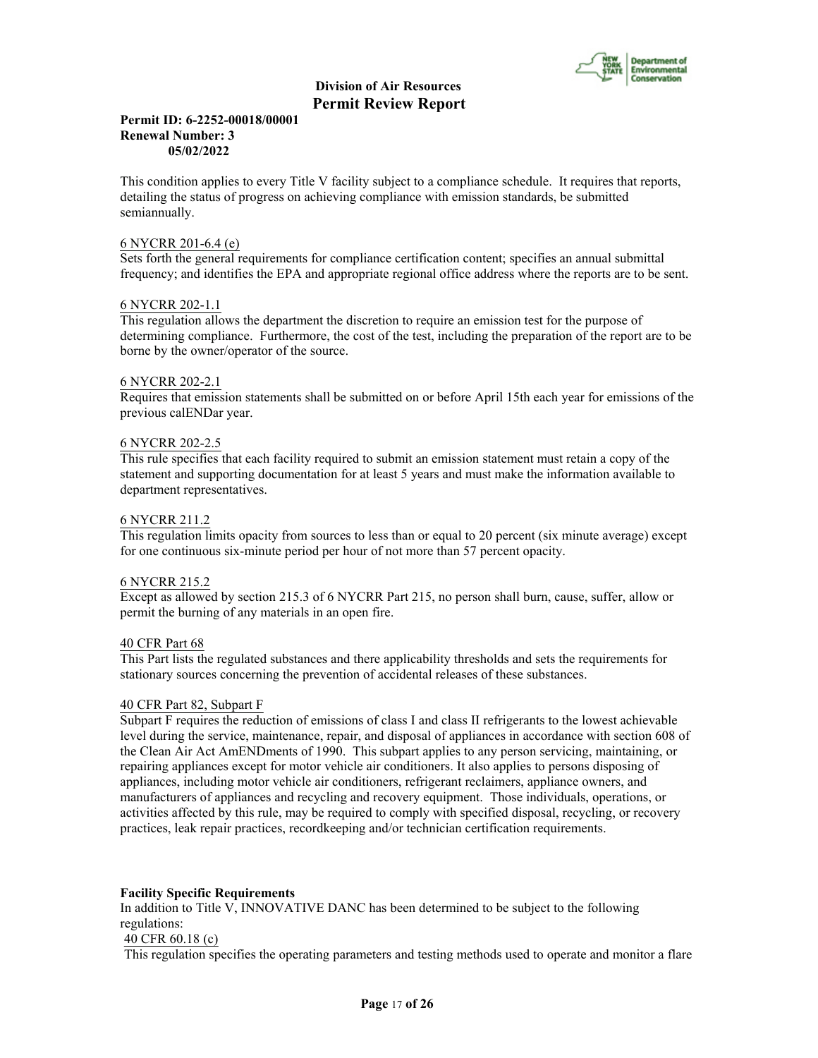This condition applies to every Title V facility subject to a compliance schedule. It requires that reports, detailing the status of progress on achieving compliance with emission standards, be submitted semiannually.

6 NYCRR 201-6.4 (e)
Sets forth the general requirements for compliance certification content; specifies an annual submittal frequency; and identifies the EPA and appropriate regional office address where the reports are to be sent.

6 NYCRR 202-1.1
This regulation allows the department the discretion to require an emission test for the purpose of determining compliance. Furthermore, the cost of the test, including the preparation of the report are to be borne by the owner/operator of the source.

6 NYCRR 202-2.1
Requires that emission statements shall be submitted on or before April 15th each year for emissions of the previous calENDar year.

6 NYCRR 202-2.5
This rule specifies that each facility required to submit an emission statement must retain a copy of the statement and supporting documentation for at least 5 years and must make the information available to department representatives.

6 NYCRR 211.2
This regulation limits opacity from sources to less than or equal to 20 percent (six minute average) except for one continuous six-minute period per hour of not more than 57 percent opacity.

6 NYCRR 215.2
Except as allowed by section 215.3 of 6 NYCRR Part 215, no person shall burn, cause, suffer, allow or permit the burning of any materials in an open fire.

40 CFR Part 68
This Part lists the regulated substances and there applicability thresholds and sets the requirements for stationary sources concerning the prevention of accidental releases of these substances.

40 CFR Part 82, Subpart F
Subpart F requires the reduction of emissions of class I and class II refrigerants to the lowest achievable level during the service, maintenance, repair, and disposal of appliances in accordance with section 608 of the Clean Air Act AmENDments of 1990. This subpart applies to any person servicing, maintaining, or repairing appliances except for motor vehicle air conditioners. It also applies to persons disposing of appliances, including motor vehicle air conditioners, refrigerant reclaimers, appliance owners, and manufacturers of appliances and recycling and recovery equipment. Those individuals, operations, or activities affected by this rule, may be required to comply with specified disposal, recycling, or recovery practices, leak repair practices, recordkeeping and/or technician certification requirements.

**Facility Specific Requirements**
In addition to Title V, INNOVATIVE DANC has been determined to be subject to the following regulations:
40 CFR 60.18 (c)
This regulation specifies the operating parameters and testing methods used to operate and monitor a flare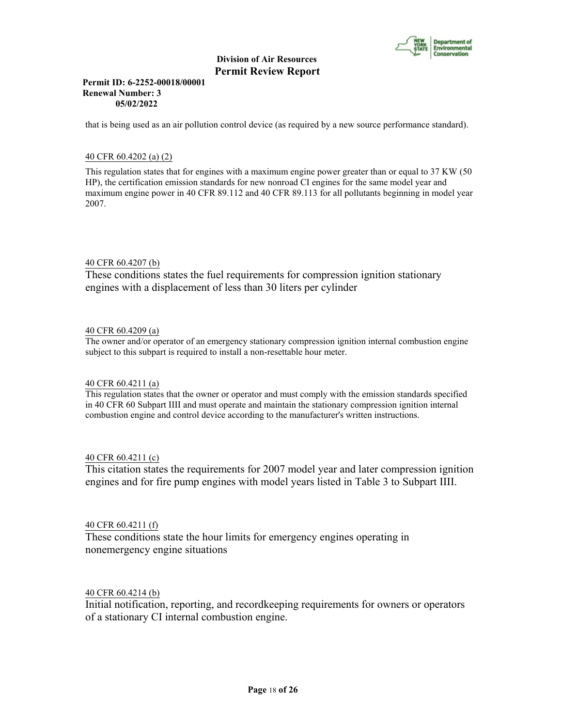that is being used as an air pollution control device (as required by a new source performance standard).

40 CFR 60.4202 (a) (2)

This regulation states that for engines with a maximum engine power greater than or equal to 37 KW (50 HP), the certification emission standards for new nonroad CI engines for the same model year and maximum engine power in 40 CFR 89.112 and 40 CFR 89.113 for all pollutants beginning in model year 2007.

40 CFR 60.4207 (b)

These conditions states the fuel requirements for compression ignition stationary engines with a displacement of less than 30 liters per cylinder

40 CFR 60.4209 (a)

The owner and/or operator of an emergency stationary compression ignition internal combustion engine subject to this subpart is required to install a non-resettable hour meter.

40 CFR 60.4211 (a)

This regulation states that the owner or operator and must comply with the emission standards specified in 40 CFR 60 Subpart IIII and must operate and maintain the stationary compression ignition internal combustion engine and control device according to the manufacturer's written instructions.

40 CFR 60.4211 (c)

This citation states the requirements for 2007 model year and later compression ignition engines and for fire pump engines with model years listed in Table 3 to Subpart IIII.

40 CFR 60.4211 (f)

These conditions state the hour limits for emergency engines operating in nonemergency engine situations

40 CFR 60.4214 (b)

Initial notification, reporting, and recordkeeping requirements for owners or operators of a stationary CI internal combustion engine.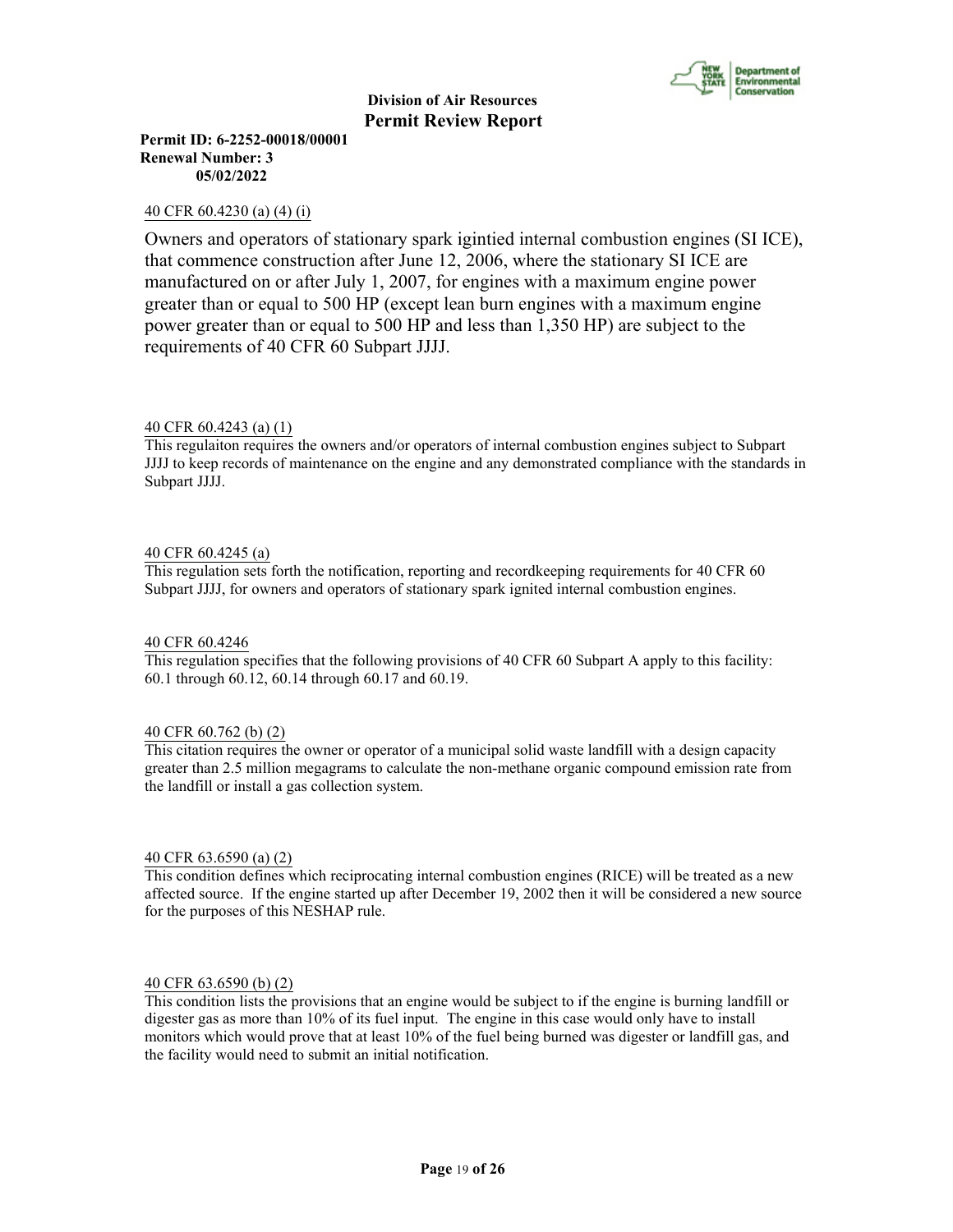40 CFR 60.4230 (a) (4) (i)

Owners and operators of stationary spark igintied internal combustion engines (SI ICE), that commence construction after June 12, 2006, where the stationary SI ICE are manufactured on or after July 1, 2007, for engines with a maximum engine power greater than or equal to 500 HP (except lean burn engines with a maximum engine power greater than or equal to 500 HP and less than 1,350 HP) are subject to the requirements of 40 CFR 60 Subpart JJJJ.

40 CFR 60.4243 (a) (1)

This regulaiton requires the owners and/or operators of internal combustion engines subject to Subpart JJJJ to keep records of maintenance on the engine and any demonstrated compliance with the standards in Subpart JJJJ.

40 CFR 60.4245 (a)

This regulation sets forth the notification, reporting and recordkeeping requirements for 40 CFR 60 Subpart JJJJ, for owners and operators of stationary spark ignited internal combustion engines.

40 CFR 60.4246

This regulation specifies that the following provisions of 40 CFR 60 Subpart A apply to this facility: 60.1 through 60.12, 60.14 through 60.17 and 60.19.

40 CFR 60.762 (b) (2)

This citation requires the owner or operator of a municipal solid waste landfill with a design capacity greater than 2.5 million megagrams to calculate the non-methane organic compound emission rate from the landfill or install a gas collection system.

40 CFR 63.6590 (a) (2)

This condition defines which reciprocating internal combustion engines (RICE) will be treated as a new affected source. If the engine started up after December 19, 2002 then it will be considered a new source for the purposes of this NESHAP rule.

40 CFR 63.6590 (b) (2)

This condition lists the provisions that an engine would be subject to if the engine is burning landfill or digester gas as more than 10% of its fuel input. The engine in this case would only have to install monitors which would prove that at least 10% of the fuel being burned was digester or landfill gas, and the facility would need to submit an initial notification.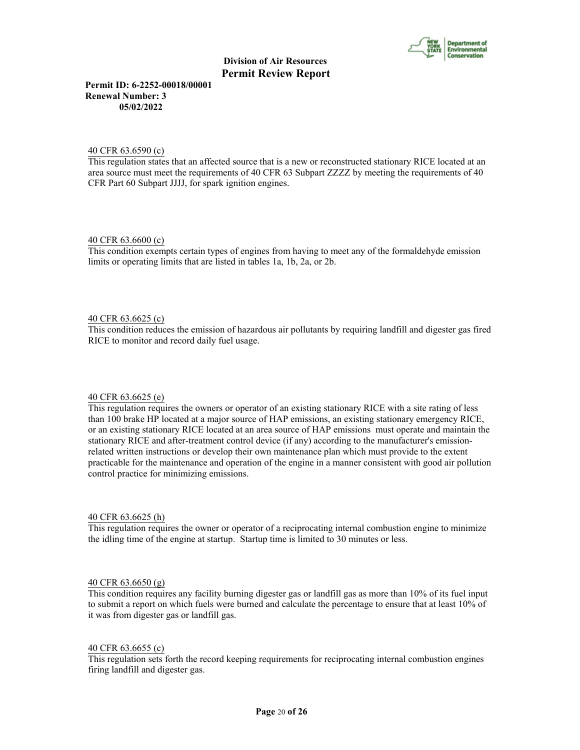40 CFR 63.6590 (c)
This regulation states that an affected source that is a new or reconstructed stationary RICE located at an area source must meet the requirements of 40 CFR 63 Subpart ZZZZ by meeting the requirements of 40 CFR Part 60 Subpart JJJJ, for spark ignition engines.

40 CFR 63.6600 (c)
This condition exempts certain types of engines from having to meet any of the formaldehyde emission limits or operating limits that are listed in tables 1a, 1b, 2a, or 2b.

40 CFR 63.6625 (c)
This condition reduces the emission of hazardous air pollutants by requiring landfill and digester gas fired RICE to monitor and record daily fuel usage.

40 CFR 63.6625 (e)
This regulation requires the owners or operator of an existing stationary RICE with a site rating of less than 100 brake HP located at a major source of HAP emissions, an existing stationary emergency RICE, or an existing stationary RICE located at an area source of HAP emissions must operate and maintain the stationary RICE and after-treatment control device (if any) according to the manufacturer's emission-related written instructions or develop their own maintenance plan which must provide to the extent practicable for the maintenance and operation of the engine in a manner consistent with good air pollution control practice for minimizing emissions.

40 CFR 63.6625 (h)
This regulation requires the owner or operator of a reciprocating internal combustion engine to minimize the idling time of the engine at startup. Startup time is limited to 30 minutes or less.

40 CFR 63.6650 (g)
This condition requires any facility burning digester gas or landfill gas as more than 10% of its fuel input to submit a report on which fuels were burned and calculate the percentage to ensure that at least 10% of it was from digester gas or landfill gas.

40 CFR 63.6655 (c)
This regulation sets forth the record keeping requirements for reciprocating internal combustion engines firing landfill and digester gas.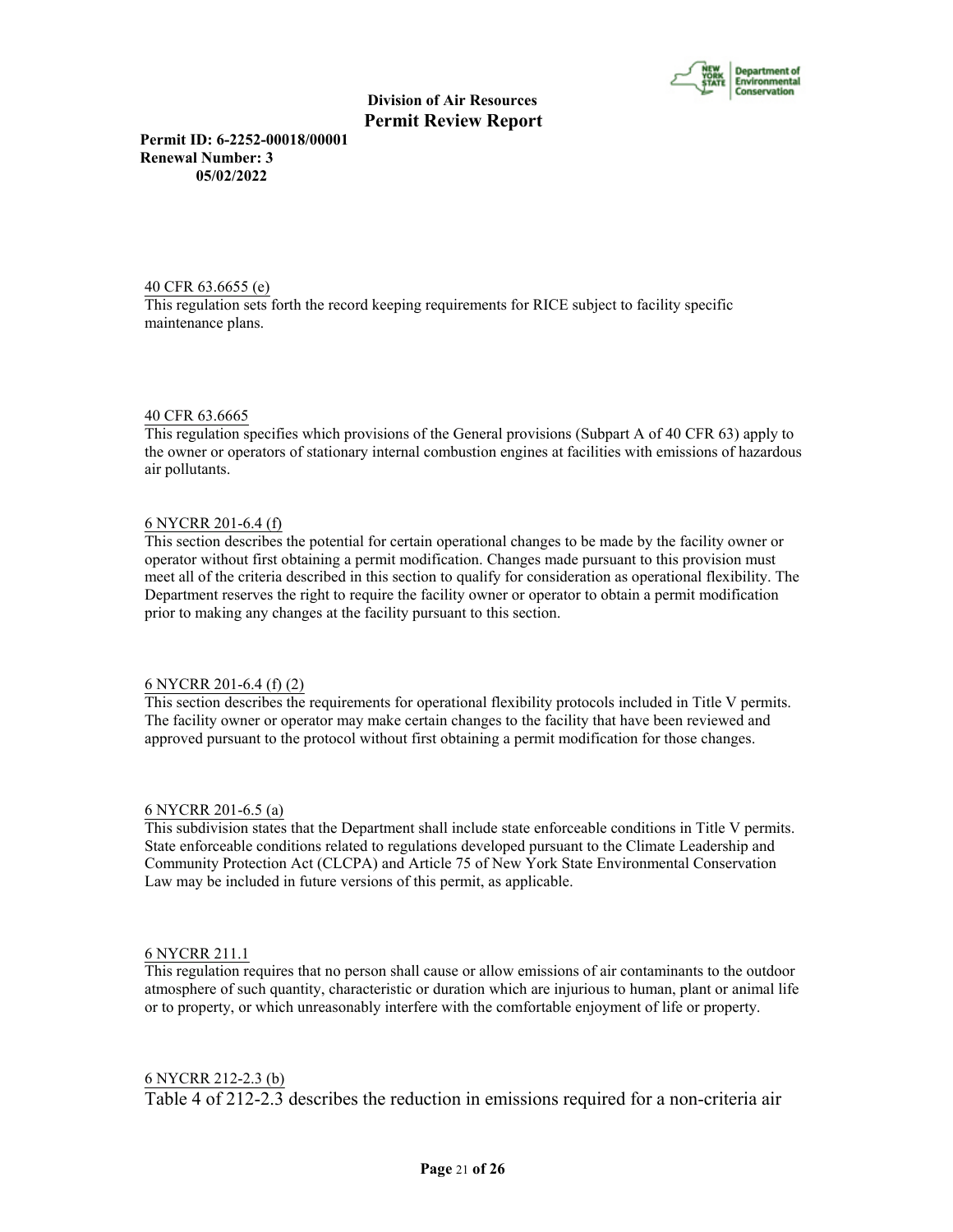40 CFR 63.6655 (e)
This regulation sets forth the record keeping requirements for RICE subject to facility specific maintenance plans.

40 CFR 63.6665
This regulation specifies which provisions of the General provisions (Subpart A of 40 CFR 63) apply to the owner or operators of stationary internal combustion engines at facilities with emissions of hazardous air pollutants.

6 NYCRR 201-6.4 (f)
This section describes the potential for certain operational changes to be made by the facility owner or operator without first obtaining a permit modification. Changes made pursuant to this provision must meet all of the criteria described in this section to qualify for consideration as operational flexibility. The Department reserves the right to require the facility owner or operator to obtain a permit modification prior to making any changes at the facility pursuant to this section.

6 NYCRR 201-6.4 (f) (2)
This section describes the requirements for operational flexibility protocols included in Title V permits. The facility owner or operator may make certain changes to the facility that have been reviewed and approved pursuant to the protocol without first obtaining a permit modification for those changes.

6 NYCRR 201-6.5 (a)
This subdivision states that the Department shall include state enforceable conditions in Title V permits. State enforceable conditions related to regulations developed pursuant to the Climate Leadership and Community Protection Act (CLCPA) and Article 75 of New York State Environmental Conservation Law may be included in future versions of this permit, as applicable.

6 NYCRR 211.1
This regulation requires that no person shall cause or allow emissions of air contaminants to the outdoor atmosphere of such quantity, characteristic or duration which are injurious to human, plant or animal life or to property, or which unreasonably interfere with the comfortable enjoyment of life or property.

6 NYCRR 212-2.3 (b)
Table 4 of 212-2.3 describes the reduction in emissions required for a non-criteria air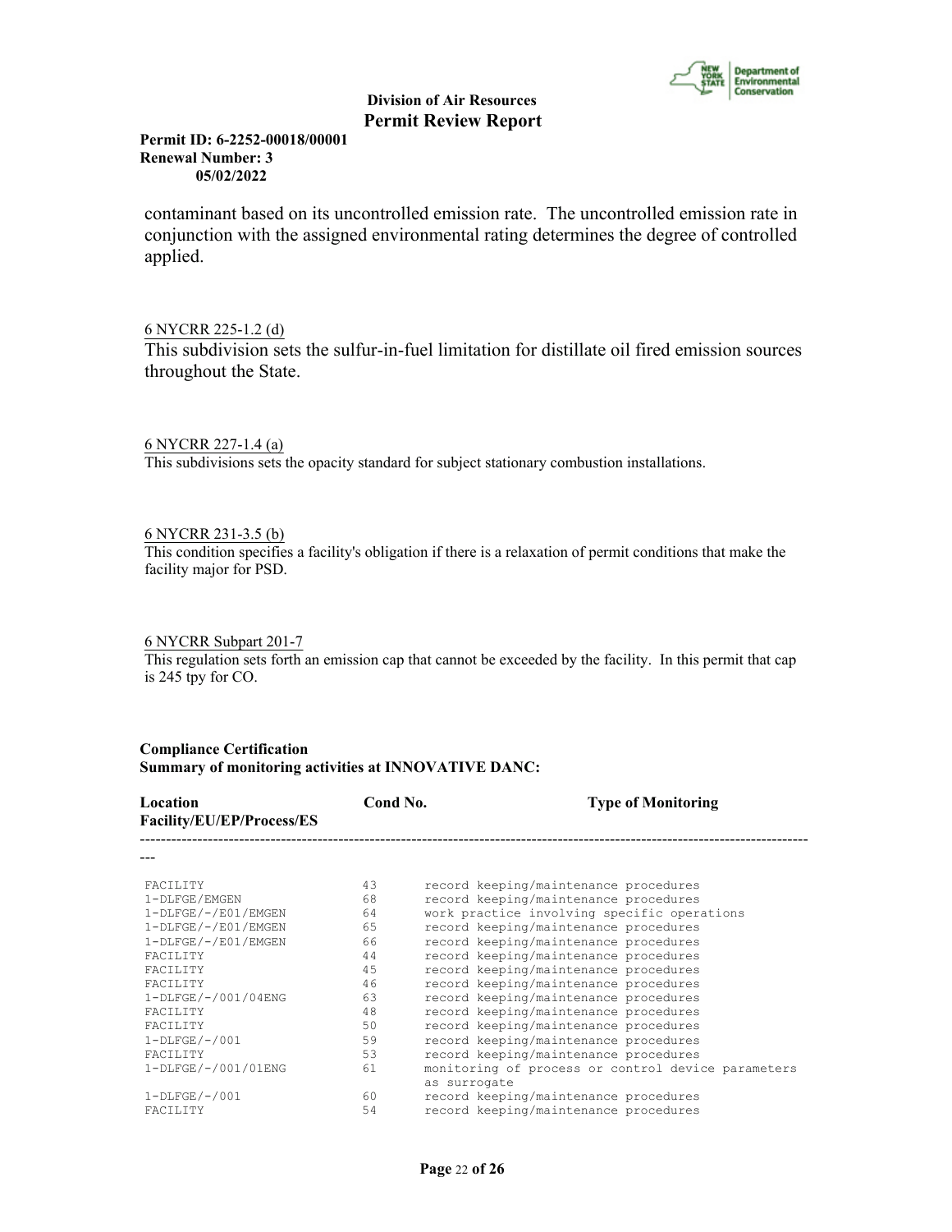contaminant based on its uncontrolled emission rate. The uncontrolled emission rate in conjunction with the assigned environmental rating determines the degree of controlled applied.

6 NYCRR 225-1.2 (d)

This subdivision sets the sulfur-in-fuel limitation for distillate oil fired emission sources throughout the State.

6 NYCRR 227-1.4 (a)

This subdivisions sets the opacity standard for subject stationary combustion installations.

6 NYCRR 231-3.5 (b)

This condition specifies a facility's obligation if there is a relaxation of permit conditions that make the facility major for PSD.

6 NYCRR Subpart 201-7

This regulation sets forth an emission cap that cannot be exceeded by the facility. In this permit that cap is 245 tpy for CO.

**Compliance Certification**

**Summary of monitoring activities at INNOVATIVE DANC:**

| Location Facility/EU/EP/Process/ES | Cond No. | Type of Monitoring |
|---|---|---|
| FACILITY | 43 | record keeping/maintenance procedures |
| 1-DLFGE/EMGEN | 68 | record keeping/maintenance procedures |
| 1-DLFGE/-/E01/EMGEN | 64 | work practice involving specific operations |
| 1-DLFGE/-/E01/EMGEN | 65 | record keeping/maintenance procedures |
| 1-DLFGE/-/E01/EMGEN | 66 | record keeping/maintenance procedures |
| FACILITY | 44 | record keeping/maintenance procedures |
| FACILITY | 45 | record keeping/maintenance procedures |
| FACILITY | 46 | record keeping/maintenance procedures |
| 1-DLFGE/-/001/04ENG | 63 | record keeping/maintenance procedures |
| FACILITY | 48 | record keeping/maintenance procedures |
| FACILITY | 50 | record keeping/maintenance procedures |
| 1-DLFGE/-/001 | 59 | record keeping/maintenance procedures |
| FACILITY | 53 | record keeping/maintenance procedures |
| 1-DLFGE/-/001/01ENG | 61 | monitoring of process or control device parameters as surrogate |
| 1-DLFGE/-/001 | 60 | record keeping/maintenance procedures |
| FACILITY | 54 | record keeping/maintenance procedures |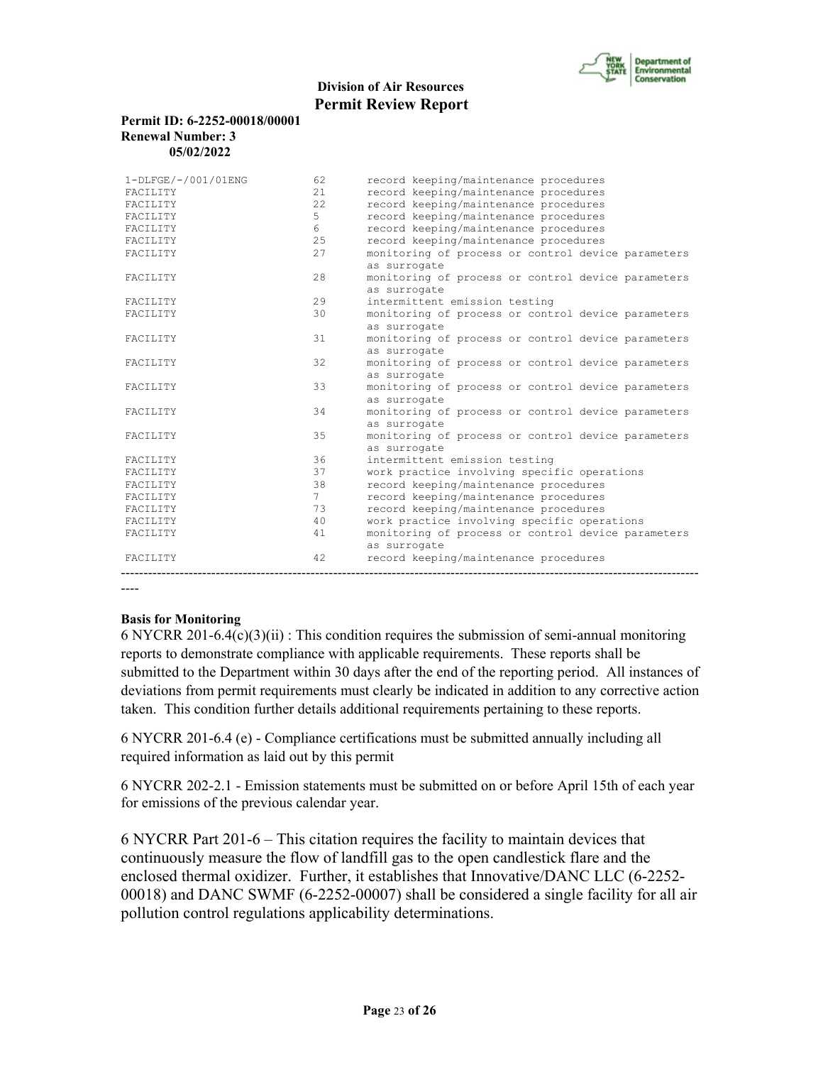| | | |
|---|---|---|
| 1-DLFGE/-/001/01ENG | 62 | record keeping/maintenance procedures |
| FACILITY | 21 | record keeping/maintenance procedures |
| FACILITY | 22 | record keeping/maintenance procedures |
| FACILITY | 5 | record keeping/maintenance procedures |
| FACILITY | 6 | record keeping/maintenance procedures |
| FACILITY | 25 | record keeping/maintenance procedures |
| FACILITY | 27 | monitoring of process or control device parameters as surrogate |
| FACILITY | 28 | monitoring of process or control device parameters as surrogate |
| FACILITY | 29 | intermittent emission testing |
| FACILITY | 30 | monitoring of process or control device parameters as surrogate |
| FACILITY | 31 | monitoring of process or control device parameters as surrogate |
| FACILITY | 32 | monitoring of process or control device parameters as surrogate |
| FACILITY | 33 | monitoring of process or control device parameters as surrogate |
| FACILITY | 34 | monitoring of process or control device parameters as surrogate |
| FACILITY | 35 | monitoring of process or control device parameters as surrogate |
| FACILITY | 36 | intermittent emission testing |
| FACILITY | 37 | work practice involving specific operations |
| FACILITY | 38 | record keeping/maintenance procedures |
| FACILITY | 7 | record keeping/maintenance procedures |
| FACILITY | 73 | record keeping/maintenance procedures |
| FACILITY | 40 | work practice involving specific operations |
| FACILITY | 41 | monitoring of process or control device parameters as surrogate |
| FACILITY | 42 | record keeping/maintenance procedures |

**Basis for Monitoring**

6 NYCRR 201-6.4(c)(3)(ii) : This condition requires the submission of semi-annual monitoring reports to demonstrate compliance with applicable requirements. These reports shall be submitted to the Department within 30 days after the end of the reporting period. All instances of deviations from permit requirements must clearly be indicated in addition to any corrective action taken. This condition further details additional requirements pertaining to these reports.

6 NYCRR 201-6.4 (e) - Compliance certifications must be submitted annually including all required information as laid out by this permit

6 NYCRR 202-2.1 - Emission statements must be submitted on or before April 15th of each year for emissions of the previous calendar year.

6 NYCRR Part 201-6 – This citation requires the facility to maintain devices that continuously measure the flow of landfill gas to the open candlestick flare and the enclosed thermal oxidizer. Further, it establishes that Innovative/DANC LLC (6-2252-00018) and DANC SWMF (6-2252-00007) shall be considered a single facility for all air pollution control regulations applicability determinations.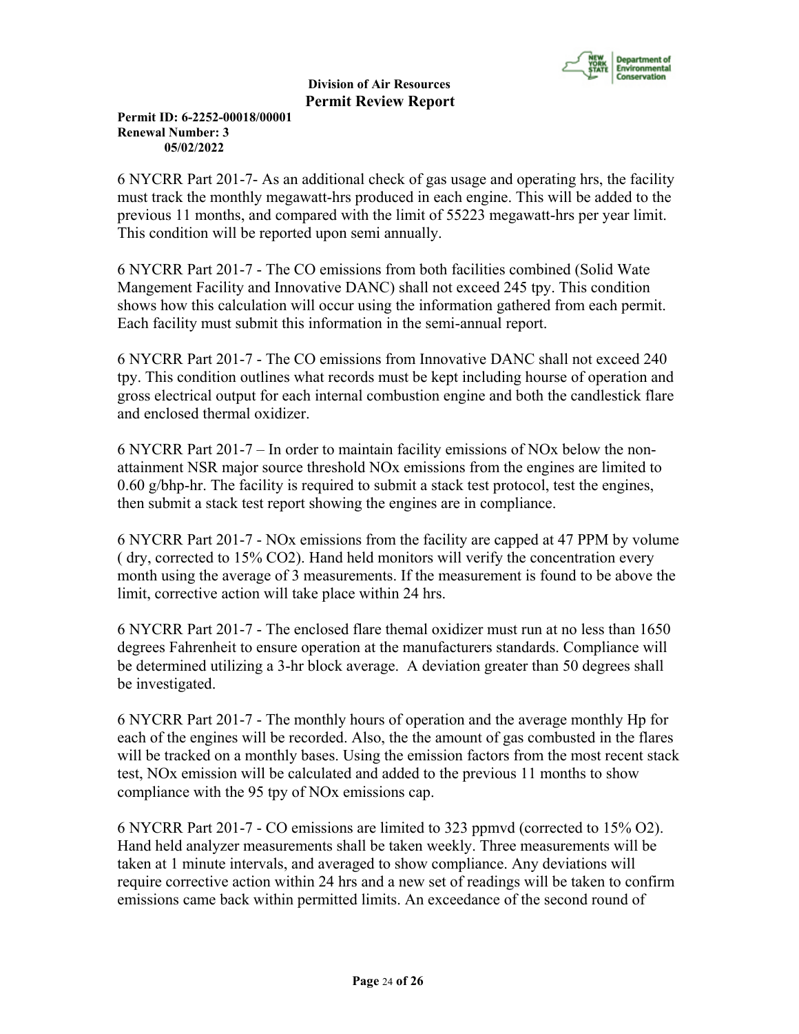6 NYCRR Part 201-7- As an additional check of gas usage and operating hrs, the facility must track the monthly megawatt-hrs produced in each engine. This will be added to the previous 11 months, and compared with the limit of 55223 megawatt-hrs per year limit. This condition will be reported upon semi annually.

6 NYCRR Part 201-7 - The CO emissions from both facilities combined (Solid Wate Mangement Facility and Innovative DANC) shall not exceed 245 tpy. This condition shows how this calculation will occur using the information gathered from each permit. Each facility must submit this information in the semi-annual report.

6 NYCRR Part 201-7 - The CO emissions from Innovative DANC shall not exceed 240 tpy. This condition outlines what records must be kept including hourse of operation and gross electrical output for each internal combustion engine and both the candlestick flare and enclosed thermal oxidizer.

6 NYCRR Part 201-7 – In order to maintain facility emissions of NOx below the non-attainment NSR major source threshold NOx emissions from the engines are limited to 0.60 g/bhp-hr. The facility is required to submit a stack test protocol, test the engines, then submit a stack test report showing the engines are in compliance.

6 NYCRR Part 201-7 - NOx emissions from the facility are capped at 47 PPM by volume ( dry, corrected to 15% $CO_2$). Hand held monitors will verify the concentration every month using the average of 3 measurements. If the measurement is found to be above the limit, corrective action will take place within 24 hrs.

6 NYCRR Part 201-7 - The enclosed flare themal oxidizer must run at no less than 1650 degrees Fahrenheit to ensure operation at the manufacturers standards. Compliance will be determined utilizing a 3-hr block average. A deviation greater than 50 degrees shall be investigated.

6 NYCRR Part 201-7 - The monthly hours of operation and the average monthly Hp for each of the engines will be recorded. Also, the the amount of gas combusted in the flares will be tracked on a monthly bases. Using the emission factors from the most recent stack test, NOx emission will be calculated and added to the previous 11 months to show compliance with the 95 tpy of NOx emissions cap.

6 NYCRR Part 201-7 - CO emissions are limited to 323 ppmvd (corrected to 15% $O_2$). Hand held analyzer measurements shall be taken weekly. Three measurements will be taken at 1 minute intervals, and averaged to show compliance. Any deviations will require corrective action within 24 hrs and a new set of readings will be taken to confirm emissions came back within permitted limits. An exceedance of the second round of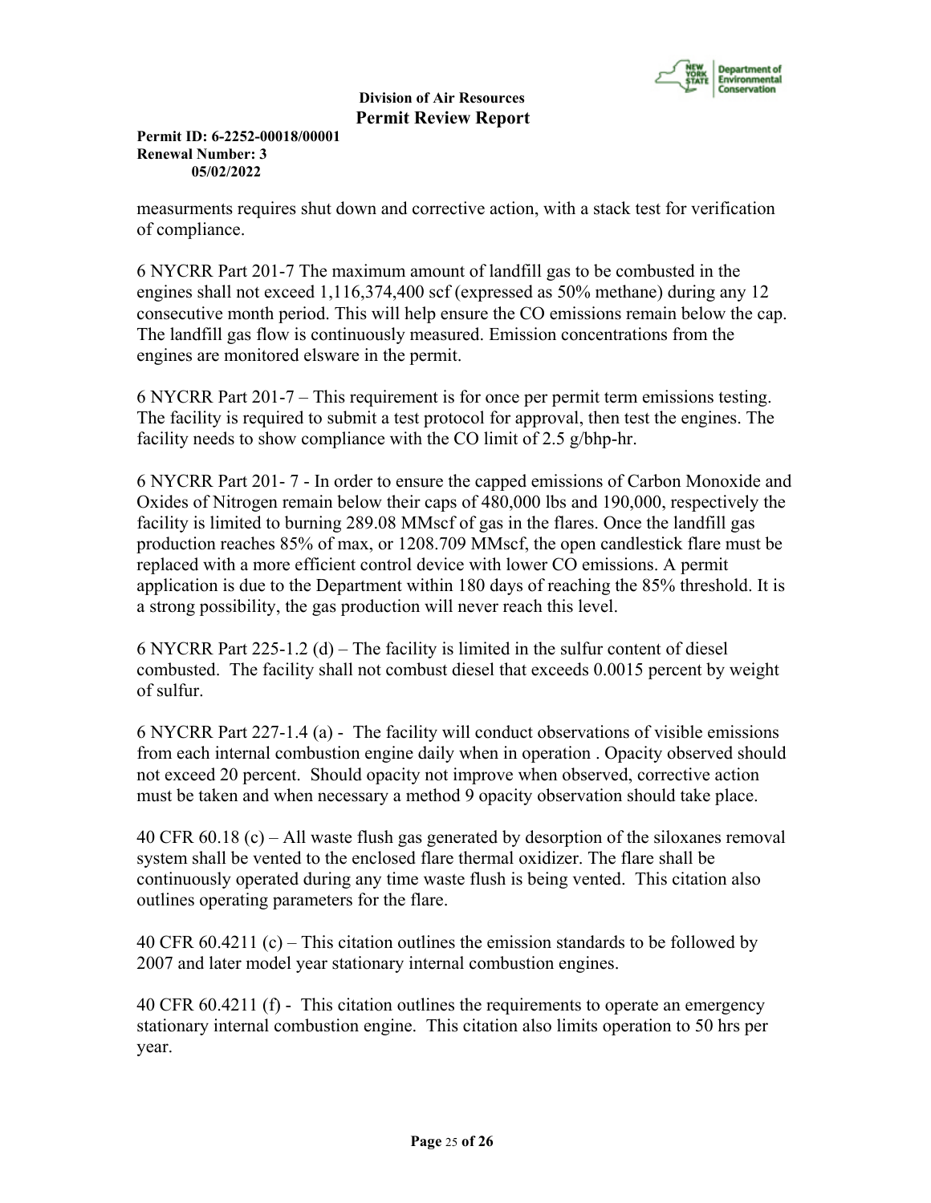measurments requires shut down and corrective action, with a stack test for verification of compliance.

6 NYCRR Part 201-7 The maximum amount of landfill gas to be combusted in the engines shall not exceed 1,116,374,400 scf (expressed as 50% methane) during any 12 consecutive month period. This will help ensure the CO emissions remain below the cap. The landfill gas flow is continuously measured. Emission concentrations from the engines are monitored elsware in the permit.

6 NYCRR Part 201-7 – This requirement is for once per permit term emissions testing. The facility is required to submit a test protocol for approval, then test the engines. The facility needs to show compliance with the CO limit of 2.5 g/bhp-hr.

6 NYCRR Part 201- 7 - In order to ensure the capped emissions of Carbon Monoxide and Oxides of Nitrogen remain below their caps of 480,000 lbs and 190,000, respectively the facility is limited to burning 289.08 MMscf of gas in the flares. Once the landfill gas production reaches 85% of max, or 1208.709 MMscf, the open candlestick flare must be replaced with a more efficient control device with lower CO emissions. A permit application is due to the Department within 180 days of reaching the 85% threshold. It is a strong possibility, the gas production will never reach this level.

6 NYCRR Part 225-1.2 (d) – The facility is limited in the sulfur content of diesel combusted. The facility shall not combust diesel that exceeds 0.0015 percent by weight of sulfur.

6 NYCRR Part 227-1.4 (a) - The facility will conduct observations of visible emissions from each internal combustion engine daily when in operation . Opacity observed should not exceed 20 percent. Should opacity not improve when observed, corrective action must be taken and when necessary a method 9 opacity observation should take place.

40 CFR 60.18 (c) – All waste flush gas generated by desorption of the siloxanes removal system shall be vented to the enclosed flare thermal oxidizer. The flare shall be continuously operated during any time waste flush is being vented. This citation also outlines operating parameters for the flare.

40 CFR 60.4211 (c) – This citation outlines the emission standards to be followed by 2007 and later model year stationary internal combustion engines.

40 CFR 60.4211 (f) - This citation outlines the requirements to operate an emergency stationary internal combustion engine. This citation also limits operation to 50 hrs per year.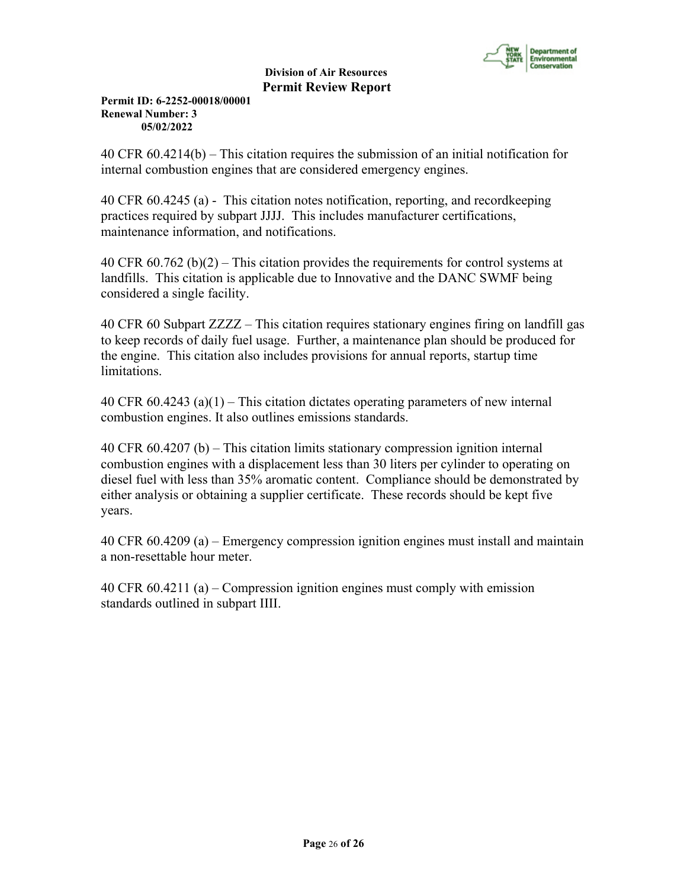40 CFR 60.4214(b) – This citation requires the submission of an initial notification for internal combustion engines that are considered emergency engines.

40 CFR 60.4245 (a) - This citation notes notification, reporting, and recordkeeping practices required by subpart JJJJ. This includes manufacturer certifications, maintenance information, and notifications.

40 CFR 60.762 (b)(2) – This citation provides the requirements for control systems at landfills. This citation is applicable due to Innovative and the DANC SWMF being considered a single facility.

40 CFR 60 Subpart ZZZZ – This citation requires stationary engines firing on landfill gas to keep records of daily fuel usage. Further, a maintenance plan should be produced for the engine. This citation also includes provisions for annual reports, startup time limitations.

40 CFR 60.4243 (a)(1) – This citation dictates operating parameters of new internal combustion engines. It also outlines emissions standards.

40 CFR 60.4207 (b) – This citation limits stationary compression ignition internal combustion engines with a displacement less than 30 liters per cylinder to operating on diesel fuel with less than 35% aromatic content. Compliance should be demonstrated by either analysis or obtaining a supplier certificate. These records should be kept five years.

40 CFR 60.4209 (a) – Emergency compression ignition engines must install and maintain a non-resettable hour meter.

40 CFR 60.4211 (a) – Compression ignition engines must comply with emission standards outlined in subpart IIII.